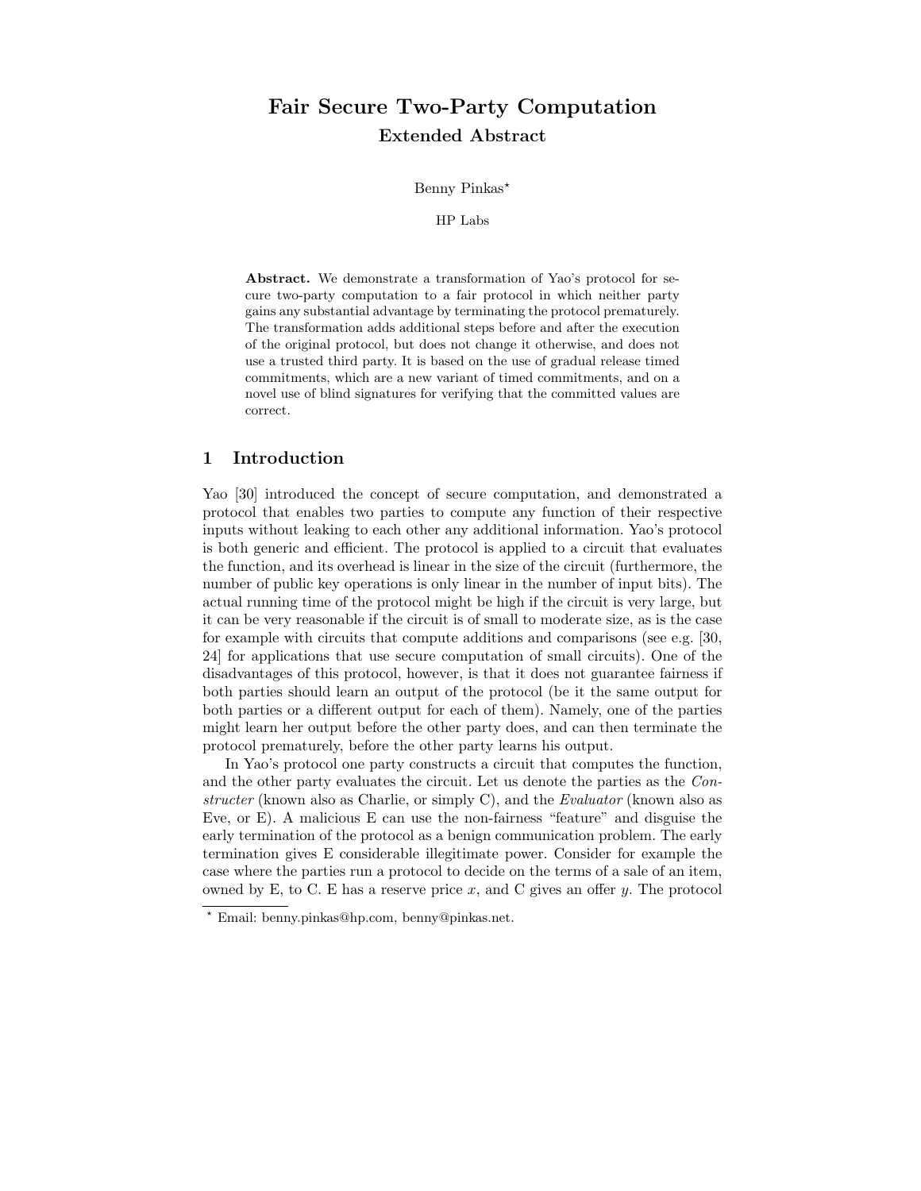# Fair Secure Two-Party Computation

## Extended Abstract

Benny Pinkas*

HP Labs

**Abstract.** We demonstrate a transformation of Yao's protocol for secure two-party computation to a fair protocol in which neither party gains any substantial advantage by terminating the protocol prematurely. The transformation adds additional steps before and after the execution of the original protocol, but does not change it otherwise, and does not use a trusted third party. It is based on the use of gradual release timed commitments, which are a new variant of timed commitments, and on a novel use of blind signatures for verifying that the committed values are correct.

## 1 Introduction

Yao [30] introduced the concept of secure computation, and demonstrated a protocol that enables two parties to compute any function of their respective inputs without leaking to each other any additional information. Yao's protocol is both generic and efficient. The protocol is applied to a circuit that evaluates the function, and its overhead is linear in the size of the circuit (furthermore, the number of public key operations is only linear in the number of input bits). The actual running time of the protocol might be high if the circuit is very large, but it can be very reasonable if the circuit is of small to moderate size, as is the case for example with circuits that compute additions and comparisons (see e.g. [30, 24] for applications that use secure computation of small circuits). One of the disadvantages of this protocol, however, is that it does not guarantee fairness if both parties should learn an output of the protocol (be it the same output for both parties or a different output for each of them). Namely, one of the parties might learn her output before the other party does, and can then terminate the protocol prematurely, before the other party learns his output.

In Yao's protocol one party constructs a circuit that computes the function, and the other party evaluates the circuit. Let us denote the parties as the *Constructer* (known also as Charlie, or simply C), and the *Evaluator* (known also as Eve, or E). A malicious E can use the non-fairness "feature" and disguise the early termination of the protocol as a benign communication problem. The early termination gives E considerable illegitimate power. Consider for example the case where the parties run a protocol to decide on the terms of a sale of an item, owned by E, to C. E has a reserve price $x$, and C gives an offer $y$. The protocol

* Email: benny.pinkas@hp.com, benny@pinkas.net.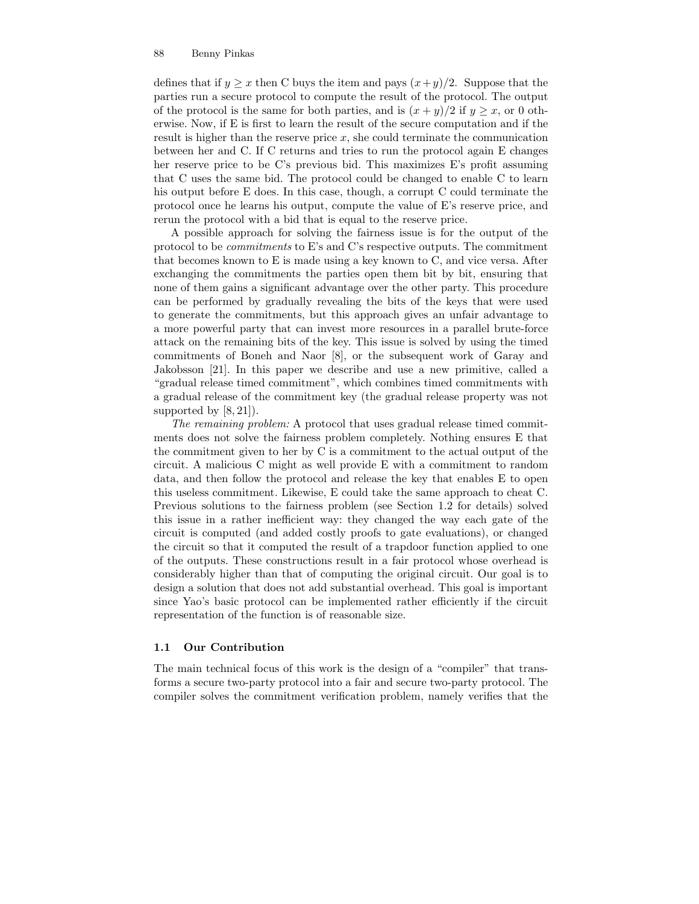defines that if $y \geq x$ then C buys the item and pays $(x+y)/2$. Suppose that the parties run a secure protocol to compute the result of the protocol. The output of the protocol is the same for both parties, and is $(x+y)/2$ if $y \geq x$, or 0 otherwise. Now, if E is first to learn the result of the secure computation and if the result is higher than the reserve price $x$, she could terminate the communication between her and C. If C returns and tries to run the protocol again E changes her reserve price to be C's previous bid. This maximizes E's profit assuming that C uses the same bid. The protocol could be changed to enable C to learn his output before E does. In this case, though, a corrupt C could terminate the protocol once he learns his output, compute the value of E's reserve price, and rerun the protocol with a bid that is equal to the reserve price.

A possible approach for solving the fairness issue is for the output of the protocol to be *commitments* to E's and C's respective outputs. The commitment that becomes known to E is made using a key known to C, and vice versa. After exchanging the commitments the parties open them bit by bit, ensuring that none of them gains a significant advantage over the other party. This procedure can be performed by gradually revealing the bits of the keys that were used to generate the commitments, but this approach gives an unfair advantage to a more powerful party that can invest more resources in a parallel brute-force attack on the remaining bits of the key. This issue is solved by using the timed commitments of Boneh and Naor [8], or the subsequent work of Garay and Jakobsson [21]. In this paper we describe and use a new primitive, called a "gradual release timed commitment", which combines timed commitments with a gradual release of the commitment key (the gradual release property was not supported by [8, 21]).

*The remaining problem:* A protocol that uses gradual release timed commitments does not solve the fairness problem completely. Nothing ensures E that the commitment given to her by C is a commitment to the actual output of the circuit. A malicious C might as well provide E with a commitment to random data, and then follow the protocol and release the key that enables E to open this useless commitment. Likewise, E could take the same approach to cheat C. Previous solutions to the fairness problem (see Section 1.2 for details) solved this issue in a rather inefficient way: they changed the way each gate of the circuit is computed (and added costly proofs to gate evaluations), or changed the circuit so that it computed the result of a trapdoor function applied to one of the outputs. These constructions result in a fair protocol whose overhead is considerably higher than that of computing the original circuit. Our goal is to design a solution that does not add substantial overhead. This goal is important since Yao's basic protocol can be implemented rather efficiently if the circuit representation of the function is of reasonable size.

### 1.1 Our Contribution

The main technical focus of this work is the design of a "compiler" that transforms a secure two-party protocol into a fair and secure two-party protocol. The compiler solves the commitment verification problem, namely verifies that the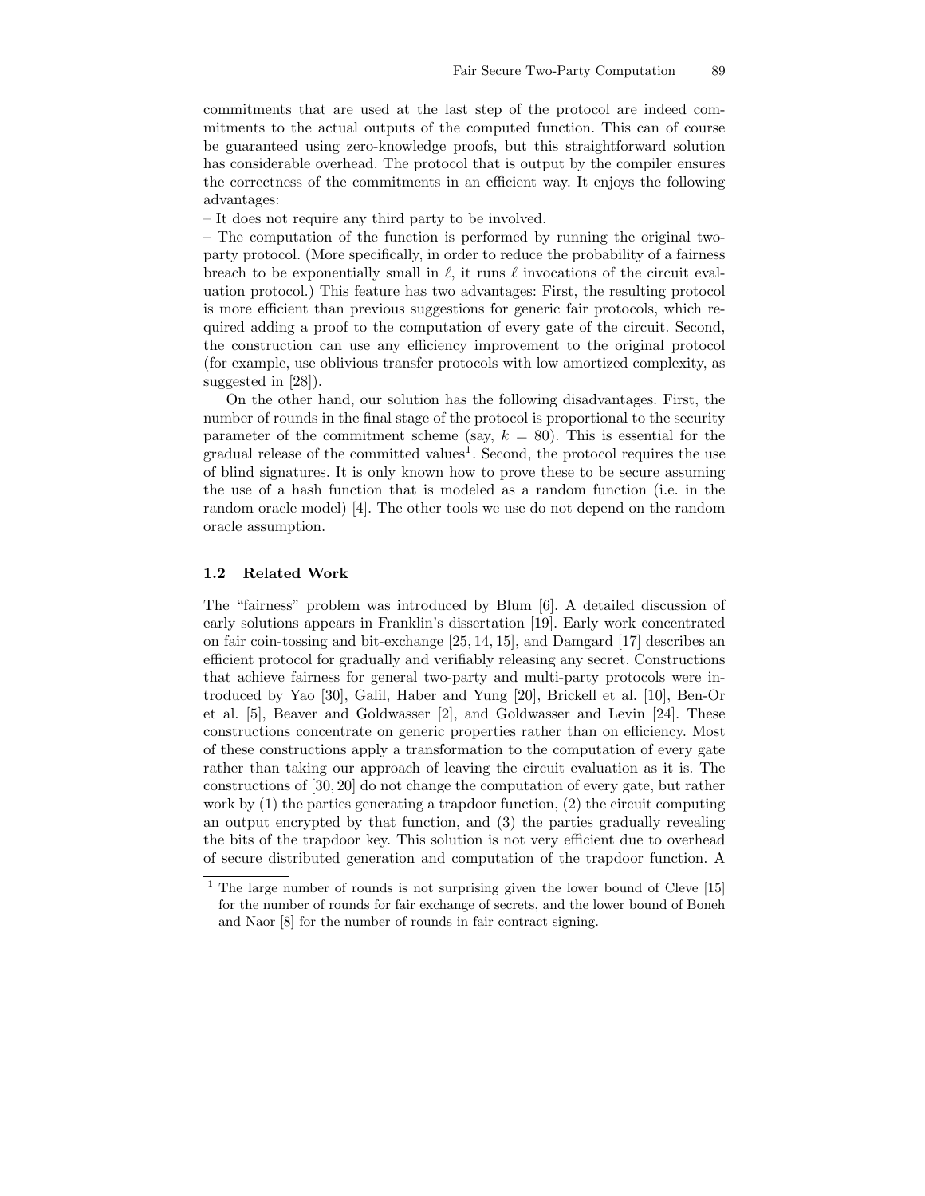commitments that are used at the last step of the protocol are indeed commitments to the actual outputs of the computed function. This can of course be guaranteed using zero-knowledge proofs, but this straightforward solution has considerable overhead. The protocol that is output by the compiler ensures the correctness of the commitments in an efficient way. It enjoys the following advantages:

– It does not require any third party to be involved.

– The computation of the function is performed by running the original two-party protocol. (More specifically, in order to reduce the probability of a fairness breach to be exponentially small in $\ell$, it runs $\ell$ invocations of the circuit evaluation protocol.) This feature has two advantages: First, the resulting protocol is more efficient than previous suggestions for generic fair protocols, which required adding a proof to the computation of every gate of the circuit. Second, the construction can use any efficiency improvement to the original protocol (for example, use oblivious transfer protocols with low amortized complexity, as suggested in [28]).

On the other hand, our solution has the following disadvantages. First, the number of rounds in the final stage of the protocol is proportional to the security parameter of the commitment scheme (say, $k = 80$). This is essential for the gradual release of the committed values[1]. Second, the protocol requires the use of blind signatures. It is only known how to prove these to be secure assuming the use of a hash function that is modeled as a random function (i.e. in the random oracle model) [4]. The other tools we use do not depend on the random oracle assumption.

### 1.2 Related Work

The "fairness" problem was introduced by Blum [6]. A detailed discussion of early solutions appears in Franklin's dissertation [19]. Early work concentrated on fair coin-tossing and bit-exchange [25, 14, 15], and Damgard [17] describes an efficient protocol for gradually and verifiably releasing any secret. Constructions that achieve fairness for general two-party and multi-party protocols were introduced by Yao [30], Galil, Haber and Yung [20], Brickell et al. [10], Ben-Or et al. [5], Beaver and Goldwasser [2], and Goldwasser and Levin [24]. These constructions concentrate on generic properties rather than on efficiency. Most of these constructions apply a transformation to the computation of every gate rather than taking our approach of leaving the circuit evaluation as it is. The constructions of [30, 20] do not change the computation of every gate, but rather work by (1) the parties generating a trapdoor function, (2) the circuit computing an output encrypted by that function, and (3) the parties gradually revealing the bits of the trapdoor key. This solution is not very efficient due to overhead of secure distributed generation and computation of the trapdoor function. A

[1] The large number of rounds is not surprising given the lower bound of Cleve [15] for the number of rounds for fair exchange of secrets, and the lower bound of Boneh and Naor [8] for the number of rounds in fair contract signing.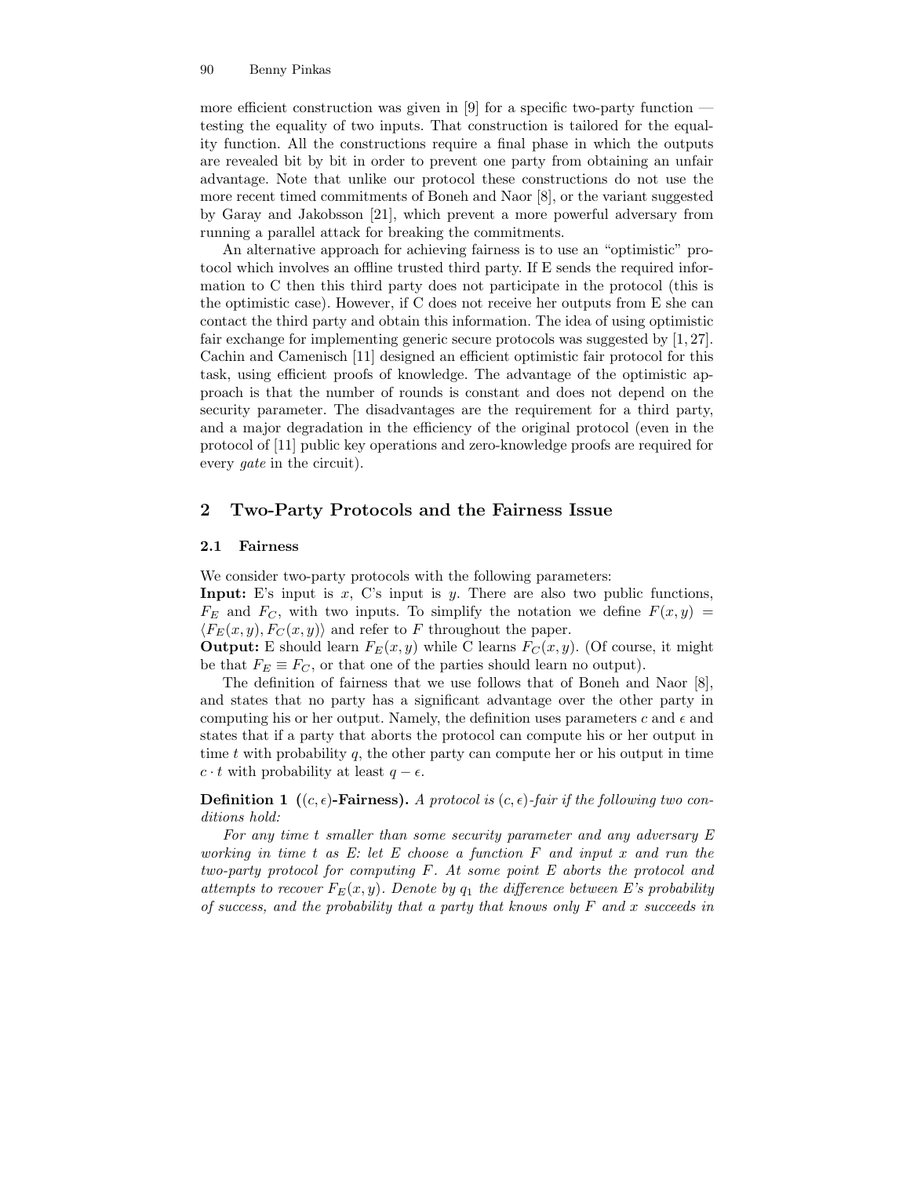more efficient construction was given in [9] for a specific two-party function — testing the equality of two inputs. That construction is tailored for the equality function. All the constructions require a final phase in which the outputs are revealed bit by bit in order to prevent one party from obtaining an unfair advantage. Note that unlike our protocol these constructions do not use the more recent timed commitments of Boneh and Naor [8], or the variant suggested by Garay and Jakobsson [21], which prevent a more powerful adversary from running a parallel attack for breaking the commitments.

An alternative approach for achieving fairness is to use an "optimistic" protocol which involves an offline trusted third party. If E sends the required information to C then this third party does not participate in the protocol (this is the optimistic case). However, if C does not receive her outputs from E she can contact the third party and obtain this information. The idea of using optimistic fair exchange for implementing generic secure protocols was suggested by [1, 27]. Cachin and Camenisch [11] designed an efficient optimistic fair protocol for this task, using efficient proofs of knowledge. The advantage of the optimistic approach is that the number of rounds is constant and does not depend on the security parameter. The disadvantages are the requirement for a third party, and a major degradation in the efficiency of the original protocol (even in the protocol of [11] public key operations and zero-knowledge proofs are required for every *gate* in the circuit).

## 2 Two-Party Protocols and the Fairness Issue

### 2.1 Fairness

We consider two-party protocols with the following parameters:

**Input:** E's input is $x$, C's input is $y$. There are also two public functions, $F_E$ and $F_C$, with two inputs. To simplify the notation we define $F(x, y) = \langle F_E(x, y), F_C(x, y)\rangle$ and refer to $F$ throughout the paper.

**Output:** E should learn $F_E(x, y)$ while C learns $F_C(x, y)$. (Of course, it might be that $F_E \equiv F_C$, or that one of the parties should learn no output).

The definition of fairness that we use follows that of Boneh and Naor [8], and states that no party has a significant advantage over the other party in computing his or her output. Namely, the definition uses parameters $c$ and $\epsilon$ and states that if a party that aborts the protocol can compute his or her output in time $t$ with probability $q$, the other party can compute her or his output in time $c \cdot t$ with probability at least $q - \epsilon$.

**Definition 1 (($c, \epsilon$)-Fairness).** *A protocol is $(c, \epsilon)$-fair if the following two conditions hold:*

*For any time $t$ smaller than some security parameter and any adversary E working in time $t$ as E: let E choose a function $F$ and input $x$ and run the two-party protocol for computing $F$. At some point E aborts the protocol and attempts to recover $F_E(x, y)$. Denote by $q_1$ the difference between E's probability of success, and the probability that a party that knows only $F$ and $x$ succeeds in*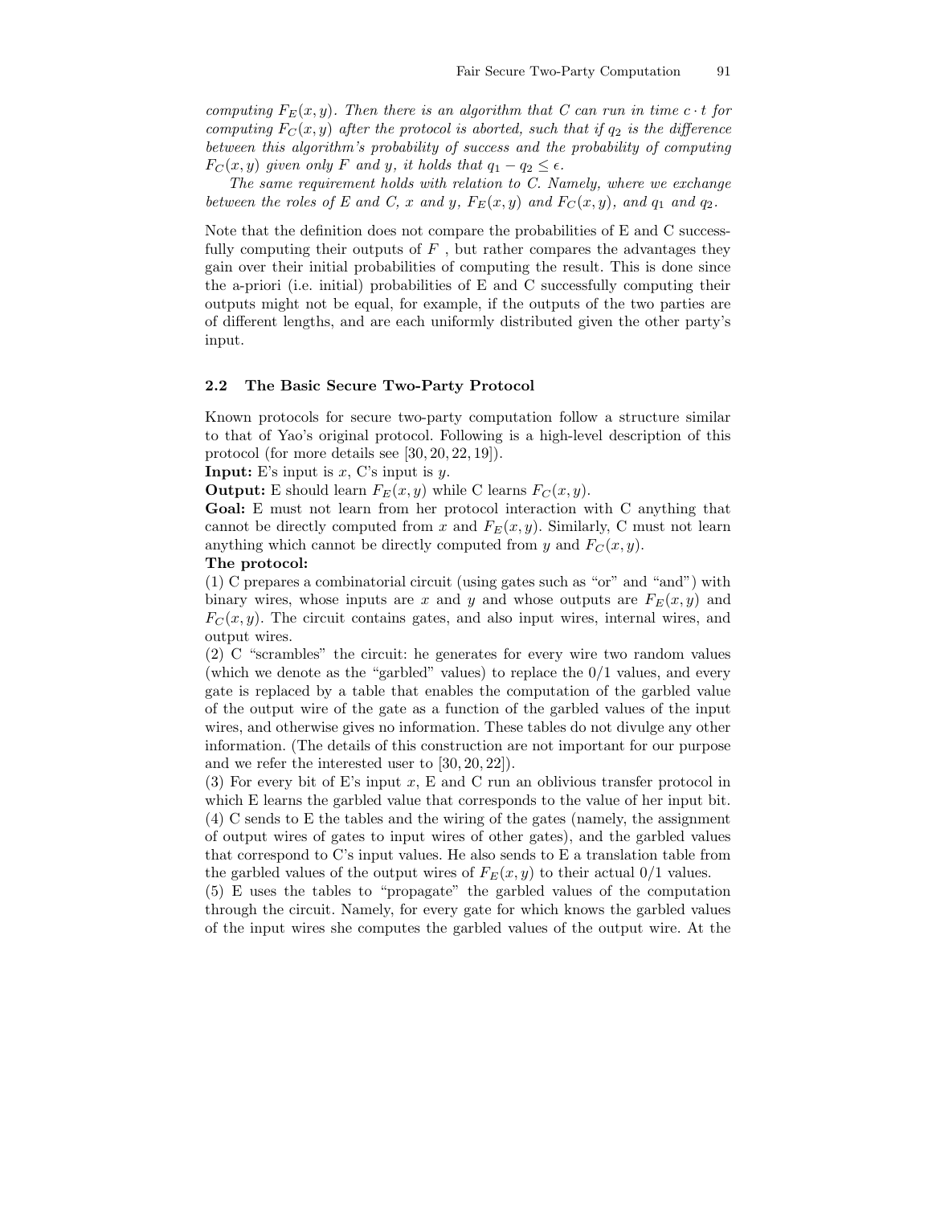*computing $F_E(x, y)$. Then there is an algorithm that C can run in time $c \cdot t$ for computing $F_C(x, y)$ after the protocol is aborted, such that if $q_2$ is the difference between this algorithm's probability of success and the probability of computing $F_C(x, y)$ given only F and y, it holds that $q_1 - q_2 \leq \epsilon$.*

*The same requirement holds with relation to C. Namely, where we exchange between the roles of E and C, x and y, $F_E(x, y)$ and $F_C(x, y)$, and $q_1$ and $q_2$.*

Note that the definition does not compare the probabilities of E and C successfully computing their outputs of $F$ , but rather compares the advantages they gain over their initial probabilities of computing the result. This is done since the a-priori (i.e. initial) probabilities of E and C successfully computing their outputs might not be equal, for example, if the outputs of the two parties are of different lengths, and are each uniformly distributed given the other party's input.

### 2.2 The Basic Secure Two-Party Protocol

Known protocols for secure two-party computation follow a structure similar to that of Yao's original protocol. Following is a high-level description of this protocol (for more details see [30, 20, 22, 19]).

**Input:** E's input is $x$, C's input is $y$.

**Output:** E should learn $F_E(x, y)$ while C learns $F_C(x, y)$.

**Goal:** E must not learn from her protocol interaction with C anything that cannot be directly computed from $x$ and $F_E(x, y)$. Similarly, C must not learn anything which cannot be directly computed from $y$ and $F_C(x, y)$.

**The protocol:**

(1) C prepares a combinatorial circuit (using gates such as "or" and "and") with binary wires, whose inputs are $x$ and $y$ and whose outputs are $F_E(x, y)$ and $F_C(x, y)$. The circuit contains gates, and also input wires, internal wires, and output wires.

(2) C "scrambles" the circuit: he generates for every wire two random values (which we denote as the "garbled" values) to replace the 0/1 values, and every gate is replaced by a table that enables the computation of the garbled value of the output wire of the gate as a function of the garbled values of the input wires, and otherwise gives no information. These tables do not divulge any other information. (The details of this construction are not important for our purpose and we refer the interested user to [30, 20, 22]).

(3) For every bit of E's input $x$, E and C run an oblivious transfer protocol in which E learns the garbled value that corresponds to the value of her input bit.

(4) C sends to E the tables and the wiring of the gates (namely, the assignment of output wires of gates to input wires of other gates), and the garbled values that correspond to C's input values. He also sends to E a translation table from the garbled values of the output wires of $F_E(x, y)$ to their actual 0/1 values.

(5) E uses the tables to "propagate" the garbled values of the computation through the circuit. Namely, for every gate for which knows the garbled values of the input wires she computes the garbled values of the output wire. At the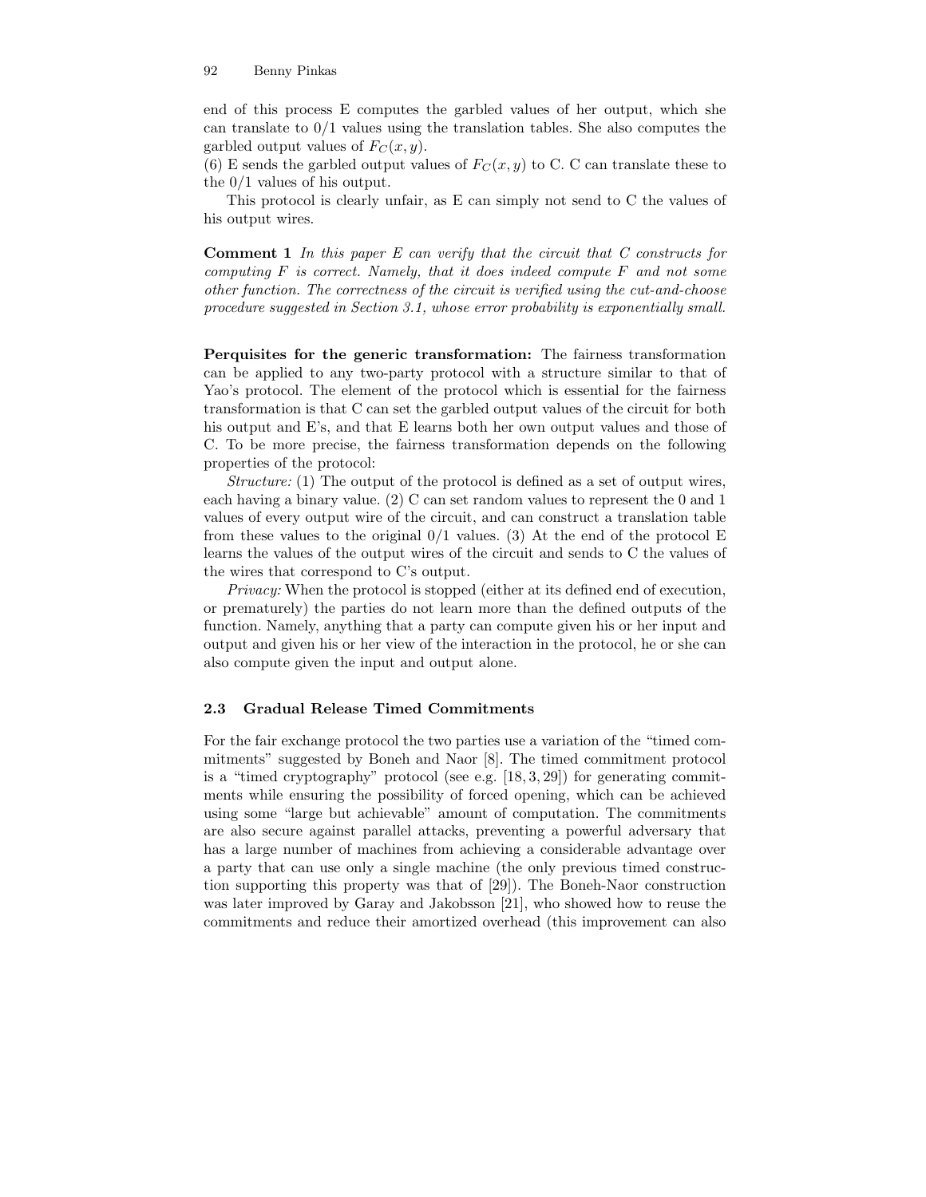end of this process E computes the garbled values of her output, which she can translate to 0/1 values using the translation tables. She also computes the garbled output values of $F_C(x, y)$.

(6) E sends the garbled output values of $F_C(x, y)$ to C. C can translate these to the 0/1 values of his output.

This protocol is clearly unfair, as E can simply not send to C the values of his output wires.

**Comment 1** *In this paper E can verify that the circuit that C constructs for computing F is correct. Namely, that it does indeed compute F and not some other function. The correctness of the circuit is verified using the cut-and-choose procedure suggested in Section 3.1, whose error probability is exponentially small.*

**Perquisites for the generic transformation:** The fairness transformation can be applied to any two-party protocol with a structure similar to that of Yao's protocol. The element of the protocol which is essential for the fairness transformation is that C can set the garbled output values of the circuit for both his output and E's, and that E learns both her own output values and those of C. To be more precise, the fairness transformation depends on the following properties of the protocol:

*Structure:* (1) The output of the protocol is defined as a set of output wires, each having a binary value. (2) C can set random values to represent the 0 and 1 values of every output wire of the circuit, and can construct a translation table from these values to the original 0/1 values. (3) At the end of the protocol E learns the values of the output wires of the circuit and sends to C the values of the wires that correspond to C's output.

*Privacy:* When the protocol is stopped (either at its defined end of execution, or prematurely) the parties do not learn more than the defined outputs of the function. Namely, anything that a party can compute given his or her input and output and given his or her view of the interaction in the protocol, he or she can also compute given the input and output alone.

### 2.3 Gradual Release Timed Commitments

For the fair exchange protocol the two parties use a variation of the "timed commitments" suggested by Boneh and Naor [8]. The timed commitment protocol is a "timed cryptography" protocol (see e.g. [18, 3, 29]) for generating commitments while ensuring the possibility of forced opening, which can be achieved using some "large but achievable" amount of computation. The commitments are also secure against parallel attacks, preventing a powerful adversary that has a large number of machines from achieving a considerable advantage over a party that can use only a single machine (the only previous timed construction supporting this property was that of [29]). The Boneh-Naor construction was later improved by Garay and Jakobsson [21], who showed how to reuse the commitments and reduce their amortized overhead (this improvement can also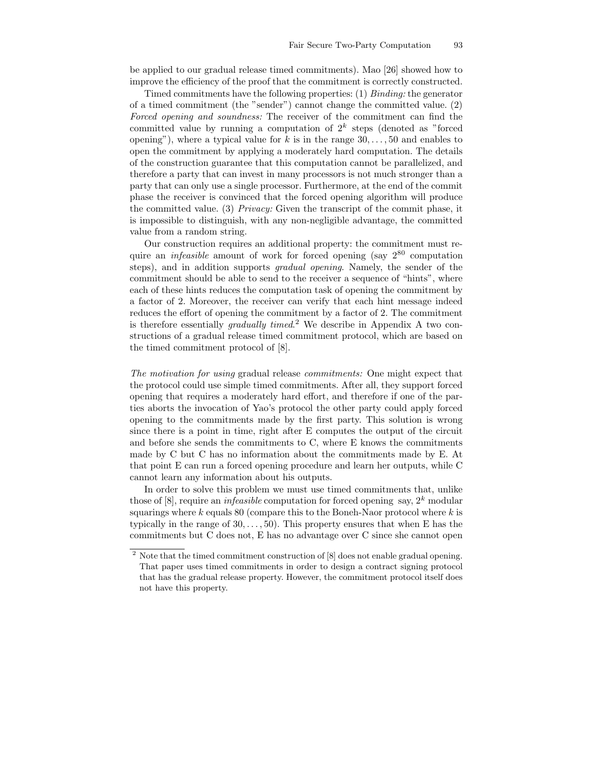be applied to our gradual release timed commitments). Mao [26] showed how to improve the efficiency of the proof that the commitment is correctly constructed.

Timed commitments have the following properties: (1) *Binding:* the generator of a timed commitment (the "sender") cannot change the committed value. (2) *Forced opening and soundness:* The receiver of the commitment can find the committed value by running a computation of $2^k$ steps (denoted as "forced opening"), where a typical value for $k$ is in the range $30, \ldots, 50$ and enables to open the commitment by applying a moderately hard computation. The details of the construction guarantee that this computation cannot be parallelized, and therefore a party that can invest in many processors is not much stronger than a party that can only use a single processor. Furthermore, at the end of the commit phase the receiver is convinced that the forced opening algorithm will produce the committed value. (3) *Privacy:* Given the transcript of the commit phase, it is impossible to distinguish, with any non-negligible advantage, the committed value from a random string.

Our construction requires an additional property: the commitment must require an *infeasible* amount of work for forced opening (say $2^{80}$ computation steps), and in addition supports *gradual opening*. Namely, the sender of the commitment should be able to send to the receiver a sequence of "hints", where each of these hints reduces the computation task of opening the commitment by a factor of 2. Moreover, the receiver can verify that each hint message indeed reduces the effort of opening the commitment by a factor of 2. The commitment is therefore essentially *gradually timed*.[2] We describe in Appendix A two constructions of a gradual release timed commitment protocol, which are based on the timed commitment protocol of [8].

*The motivation for using* gradual release *commitments:* One might expect that the protocol could use simple timed commitments. After all, they support forced opening that requires a moderately hard effort, and therefore if one of the parties aborts the invocation of Yao's protocol the other party could apply forced opening to the commitments made by the first party. This solution is wrong since there is a point in time, right after E computes the output of the circuit and before she sends the commitments to C, where E knows the commitments made by C but C has no information about the commitments made by E. At that point E can run a forced opening procedure and learn her outputs, while C cannot learn any information about his outputs.

In order to solve this problem we must use timed commitments that, unlike those of [8], require an *infeasible* computation for forced opening say, $2^k$ modular squarings where $k$ equals 80 (compare this to the Boneh-Naor protocol where $k$ is typically in the range of $30, \ldots, 50$). This property ensures that when E has the commitments but C does not, E has no advantage over C since she cannot open

[2] Note that the timed commitment construction of [8] does not enable gradual opening. That paper uses timed commitments in order to design a contract signing protocol that has the gradual release property. However, the commitment protocol itself does not have this property.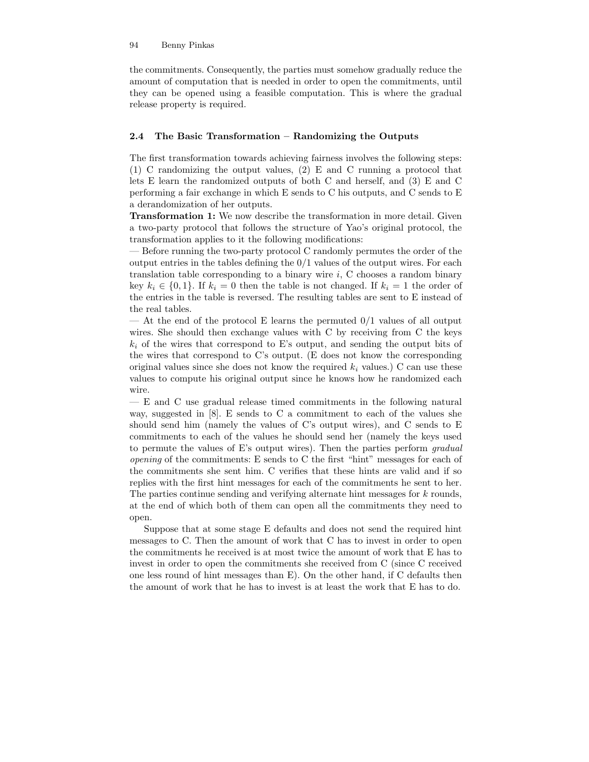the commitments. Consequently, the parties must somehow gradually reduce the amount of computation that is needed in order to open the commitments, until they can be opened using a feasible computation. This is where the gradual release property is required.

### 2.4 The Basic Transformation – Randomizing the Outputs

The first transformation towards achieving fairness involves the following steps: (1) C randomizing the output values, (2) E and C running a protocol that lets E learn the randomized outputs of both C and herself, and (3) E and C performing a fair exchange in which E sends to C his outputs, and C sends to E a derandomization of her outputs.

**Transformation 1:** We now describe the transformation in more detail. Given a two-party protocol that follows the structure of Yao's original protocol, the transformation applies to it the following modifications:

— Before running the two-party protocol C randomly permutes the order of the output entries in the tables defining the 0/1 values of the output wires. For each translation table corresponding to a binary wire $i$, C chooses a random binary key $k_i \in \{0,1\}$. If $k_i = 0$ then the table is not changed. If $k_i = 1$ the order of the entries in the table is reversed. The resulting tables are sent to E instead of the real tables.

— At the end of the protocol E learns the permuted 0/1 values of all output wires. She should then exchange values with C by receiving from C the keys $k_i$ of the wires that correspond to E's output, and sending the output bits of the wires that correspond to C's output. (E does not know the corresponding original values since she does not know the required $k_i$ values.) C can use these values to compute his original output since he knows how he randomized each wire.

— E and C use gradual release timed commitments in the following natural way, suggested in [8]. E sends to C a commitment to each of the values she should send him (namely the values of C's output wires), and C sends to E commitments to each of the values he should send her (namely the keys used to permute the values of E's output wires). Then the parties perform *gradual opening* of the commitments: E sends to C the first "hint" messages for each of the commitments she sent him. C verifies that these hints are valid and if so replies with the first hint messages for each of the commitments he sent to her. The parties continue sending and verifying alternate hint messages for $k$ rounds, at the end of which both of them can open all the commitments they need to open.

Suppose that at some stage E defaults and does not send the required hint messages to C. Then the amount of work that C has to invest in order to open the commitments he received is at most twice the amount of work that E has to invest in order to open the commitments she received from C (since C received one less round of hint messages than E). On the other hand, if C defaults then the amount of work that he has to invest is at least the work that E has to do.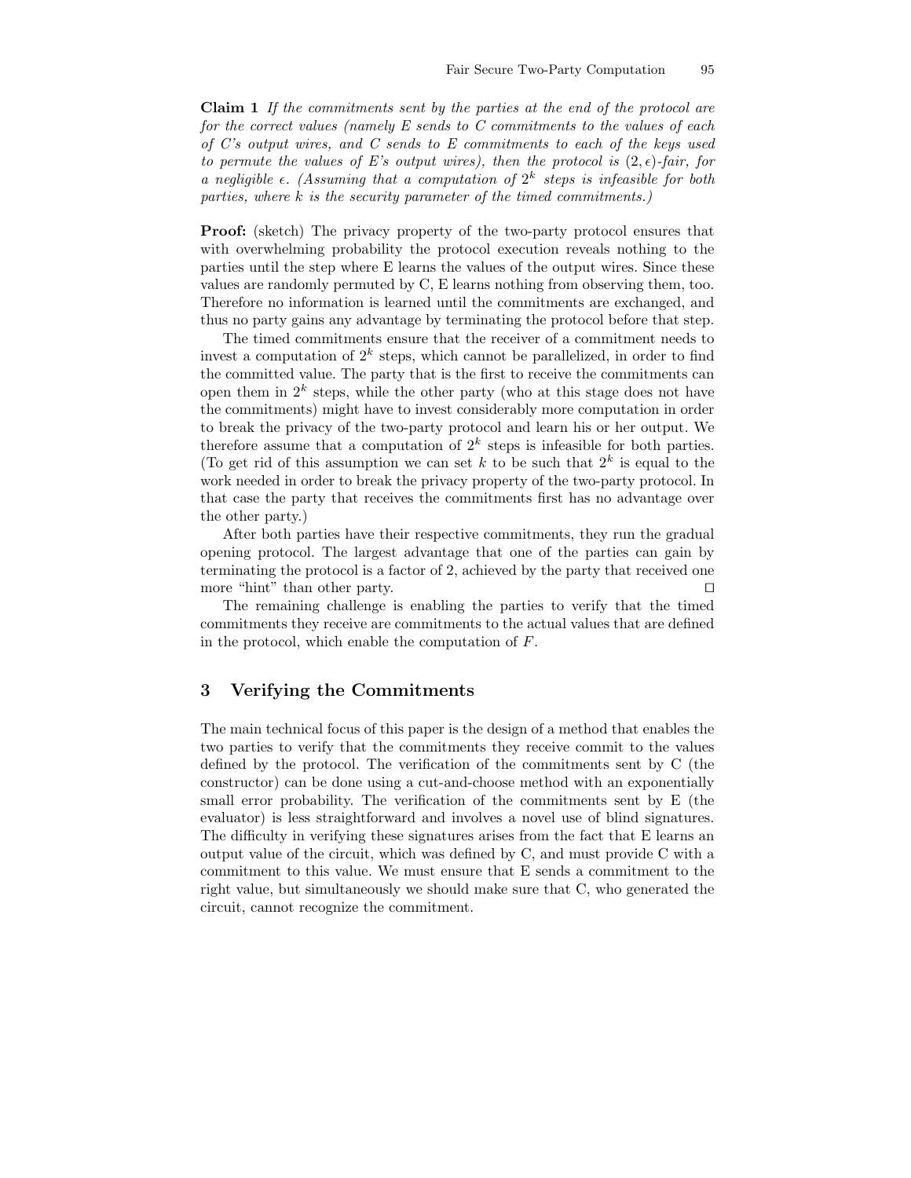**Claim 1** *If the commitments sent by the parties at the end of the protocol are for the correct values (namely E sends to C commitments to the values of each of C's output wires, and C sends to E commitments to each of the keys used to permute the values of E's output wires), then the protocol is $(2, \epsilon)$-fair, for a negligible $\epsilon$. (Assuming that a computation of $2^k$ steps is infeasible for both parties, where $k$ is the security parameter of the timed commitments.)*

**Proof:** (sketch) The privacy property of the two-party protocol ensures that with overwhelming probability the protocol execution reveals nothing to the parties until the step where E learns the values of the output wires. Since these values are randomly permuted by C, E learns nothing from observing them, too. Therefore no information is learned until the commitments are exchanged, and thus no party gains any advantage by terminating the protocol before that step.

The timed commitments ensure that the receiver of a commitment needs to invest a computation of $2^k$ steps, which cannot be parallelized, in order to find the committed value. The party that is the first to receive the commitments can open them in $2^k$ steps, while the other party (who at this stage does not have the commitments) might have to invest considerably more computation in order to break the privacy of the two-party protocol and learn his or her output. We therefore assume that a computation of $2^k$ steps is infeasible for both parties. (To get rid of this assumption we can set $k$ to be such that $2^k$ is equal to the work needed in order to break the privacy property of the two-party protocol. In that case the party that receives the commitments first has no advantage over the other party.)

After both parties have their respective commitments, they run the gradual opening protocol. The largest advantage that one of the parties can gain by terminating the protocol is a factor of 2, achieved by the party that received one more "hint" than other party. $\square$

The remaining challenge is enabling the parties to verify that the timed commitments they receive are commitments to the actual values that are defined in the protocol, which enable the computation of $F$.

## 3 Verifying the Commitments

The main technical focus of this paper is the design of a method that enables the two parties to verify that the commitments they receive commit to the values defined by the protocol. The verification of the commitments sent by C (the constructor) can be done using a cut-and-choose method with an exponentially small error probability. The verification of the commitments sent by E (the evaluator) is less straightforward and involves a novel use of blind signatures. The difficulty in verifying these signatures arises from the fact that E learns an output value of the circuit, which was defined by C, and must provide C with a commitment to this value. We must ensure that E sends a commitment to the right value, but simultaneously we should make sure that C, who generated the circuit, cannot recognize the commitment.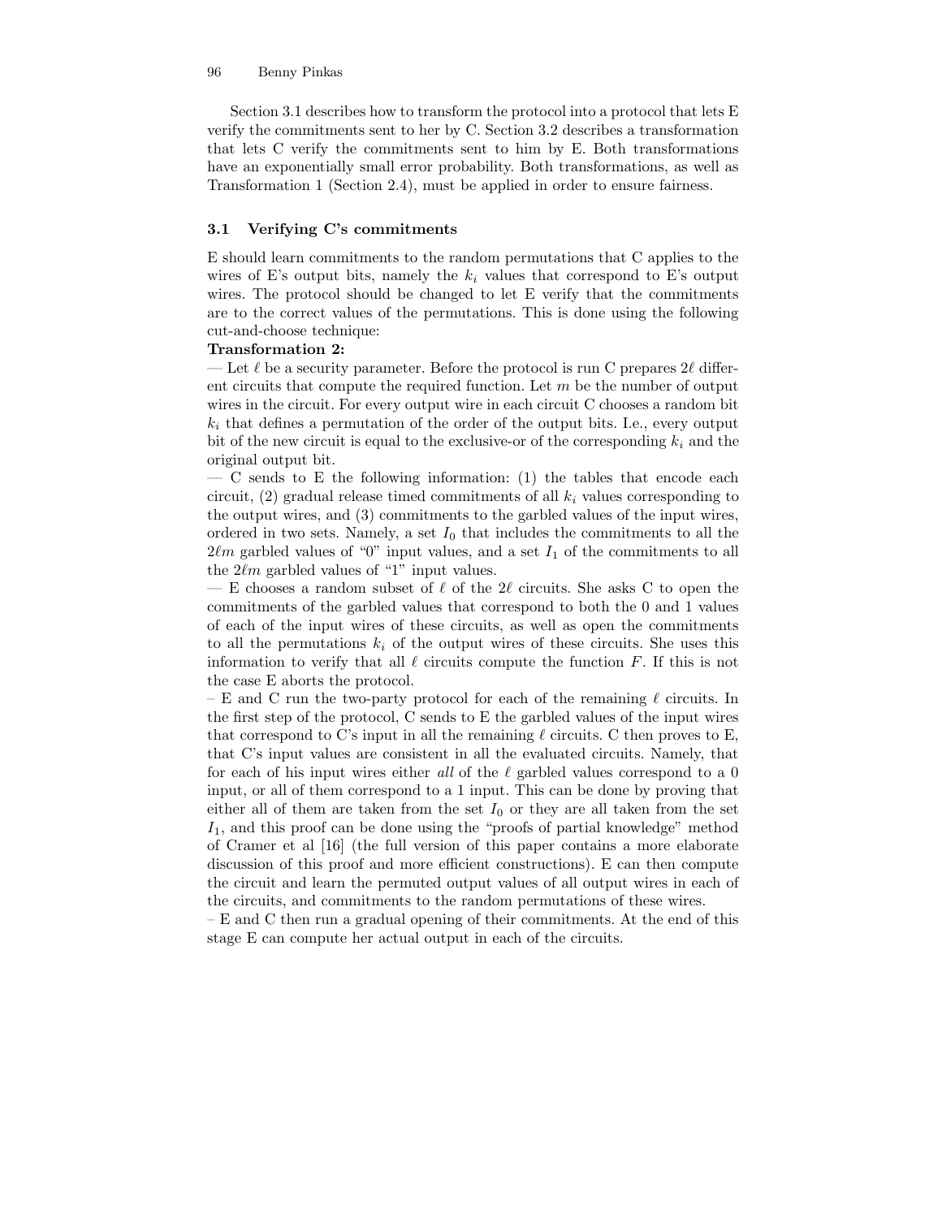Section 3.1 describes how to transform the protocol into a protocol that lets E verify the commitments sent to her by C. Section 3.2 describes a transformation that lets C verify the commitments sent to him by E. Both transformations have an exponentially small error probability. Both transformations, as well as Transformation 1 (Section 2.4), must be applied in order to ensure fairness.

### 3.1 Verifying C's commitments

E should learn commitments to the random permutations that C applies to the wires of E's output bits, namely the $k_i$ values that correspond to E's output wires. The protocol should be changed to let E verify that the commitments are to the correct values of the permutations. This is done using the following cut-and-choose technique:

**Transformation 2:**

— Let $\ell$ be a security parameter. Before the protocol is run C prepares $2\ell$ different circuits that compute the required function. Let $m$ be the number of output wires in the circuit. For every output wire in each circuit C chooses a random bit $k_i$ that defines a permutation of the order of the output bits. I.e., every output bit of the new circuit is equal to the exclusive-or of the corresponding $k_i$ and the original output bit.

— C sends to E the following information: (1) the tables that encode each circuit, (2) gradual release timed commitments of all $k_i$ values corresponding to the output wires, and (3) commitments to the garbled values of the input wires, ordered in two sets. Namely, a set $I_0$ that includes the commitments to all the $2\ell m$ garbled values of "0" input values, and a set $I_1$ of the commitments to all the $2\ell m$ garbled values of "1" input values.

— E chooses a random subset of $\ell$ of the $2\ell$ circuits. She asks C to open the commitments of the garbled values that correspond to both the 0 and 1 values of each of the input wires of these circuits, as well as open the commitments to all the permutations $k_i$ of the output wires of these circuits. She uses this information to verify that all $\ell$ circuits compute the function $F$. If this is not the case E aborts the protocol.

– E and C run the two-party protocol for each of the remaining $\ell$ circuits. In the first step of the protocol, C sends to E the garbled values of the input wires that correspond to C's input in all the remaining $\ell$ circuits. C then proves to E, that C's input values are consistent in all the evaluated circuits. Namely, that for each of his input wires either *all* of the $\ell$ garbled values correspond to a 0 input, or all of them correspond to a 1 input. This can be done by proving that either all of them are taken from the set $I_0$ or they are all taken from the set $I_1$, and this proof can be done using the "proofs of partial knowledge" method of Cramer et al [16] (the full version of this paper contains a more elaborate discussion of this proof and more efficient constructions). E can then compute the circuit and learn the permuted output values of all output wires in each of the circuits, and commitments to the random permutations of these wires.

– E and C then run a gradual opening of their commitments. At the end of this stage E can compute her actual output in each of the circuits.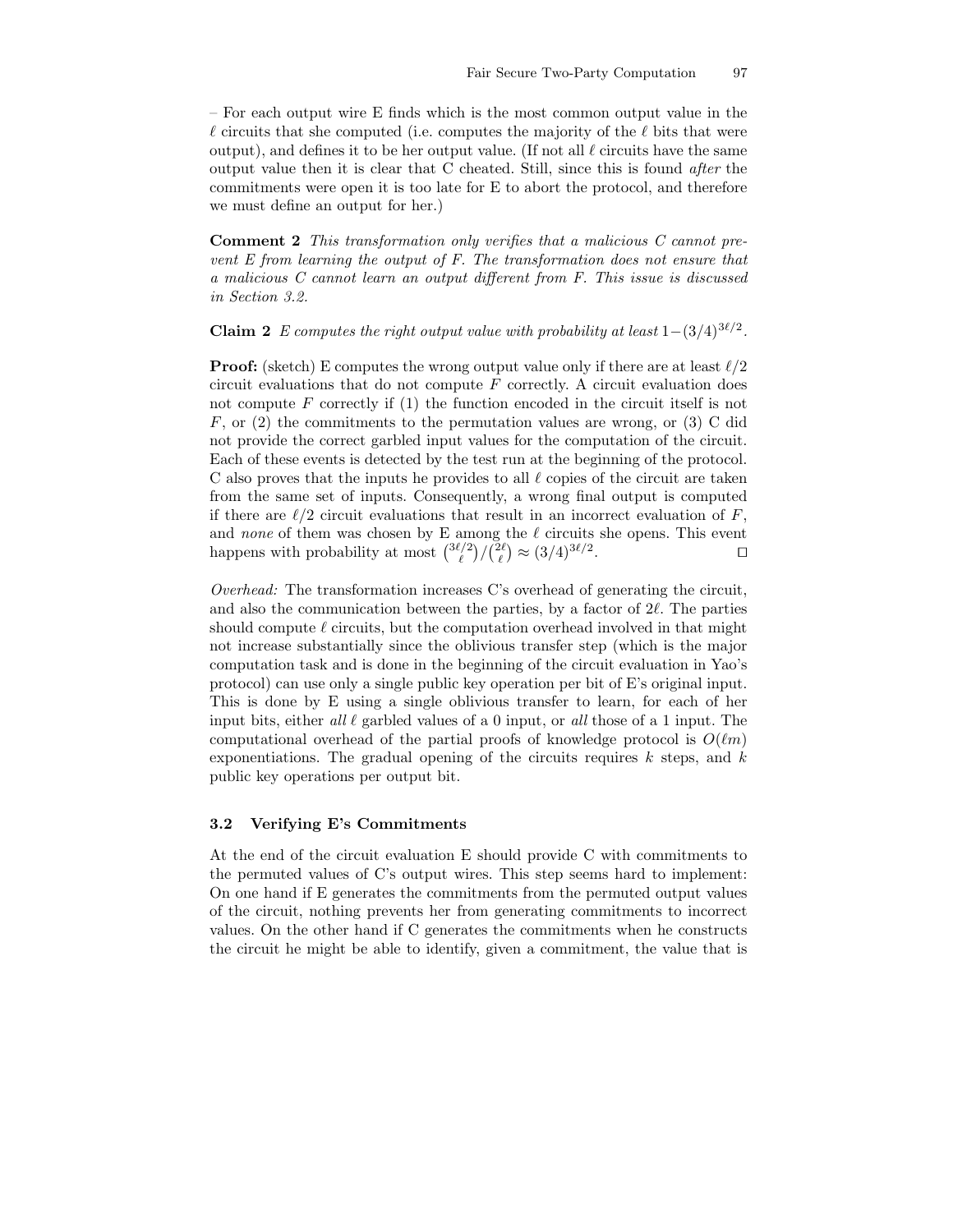– For each output wire E finds which is the most common output value in the $\ell$ circuits that she computed (i.e. computes the majority of the $\ell$ bits that were output), and defines it to be her output value. (If not all $\ell$ circuits have the same output value then it is clear that C cheated. Still, since this is found *after* the commitments were open it is too late for E to abort the protocol, and therefore we must define an output for her.)

**Comment 2** *This transformation only verifies that a malicious C cannot prevent E from learning the output of F. The transformation does not ensure that a malicious C cannot learn an output different from F. This issue is discussed in Section 3.2.*

**Claim 2** *E computes the right output value with probability at least* $1-(3/4)^{3\ell/2}$.

**Proof:** (sketch) E computes the wrong output value only if there are at least $\ell/2$ circuit evaluations that do not compute $F$ correctly. A circuit evaluation does not compute $F$ correctly if (1) the function encoded in the circuit itself is not $F$, or (2) the commitments to the permutation values are wrong, or (3) C did not provide the correct garbled input values for the computation of the circuit. Each of these events is detected by the test run at the beginning of the protocol. C also proves that the inputs he provides to all $\ell$ copies of the circuit are taken from the same set of inputs. Consequently, a wrong final output is computed if there are $\ell/2$ circuit evaluations that result in an incorrect evaluation of $F$, and *none* of them was chosen by E among the $\ell$ circuits she opens. This event happens with probability at most $\binom{3\ell/2}{\ell}/\binom{2\ell}{\ell} \approx (3/4)^{3\ell/2}$. □

*Overhead:* The transformation increases C's overhead of generating the circuit, and also the communication between the parties, by a factor of $2\ell$. The parties should compute $\ell$ circuits, but the computation overhead involved in that might not increase substantially since the oblivious transfer step (which is the major computation task and is done in the beginning of the circuit evaluation in Yao's protocol) can use only a single public key operation per bit of E's original input. This is done by E using a single oblivious transfer to learn, for each of her input bits, either *all* $\ell$ garbled values of a 0 input, or *all* those of a 1 input. The computational overhead of the partial proofs of knowledge protocol is $O(\ell m)$ exponentiations. The gradual opening of the circuits requires $k$ steps, and $k$ public key operations per output bit.

### 3.2 Verifying E's Commitments

At the end of the circuit evaluation E should provide C with commitments to the permuted values of C's output wires. This step seems hard to implement: On one hand if E generates the commitments from the permuted output values of the circuit, nothing prevents her from generating commitments to incorrect values. On the other hand if C generates the commitments when he constructs the circuit he might be able to identify, given a commitment, the value that is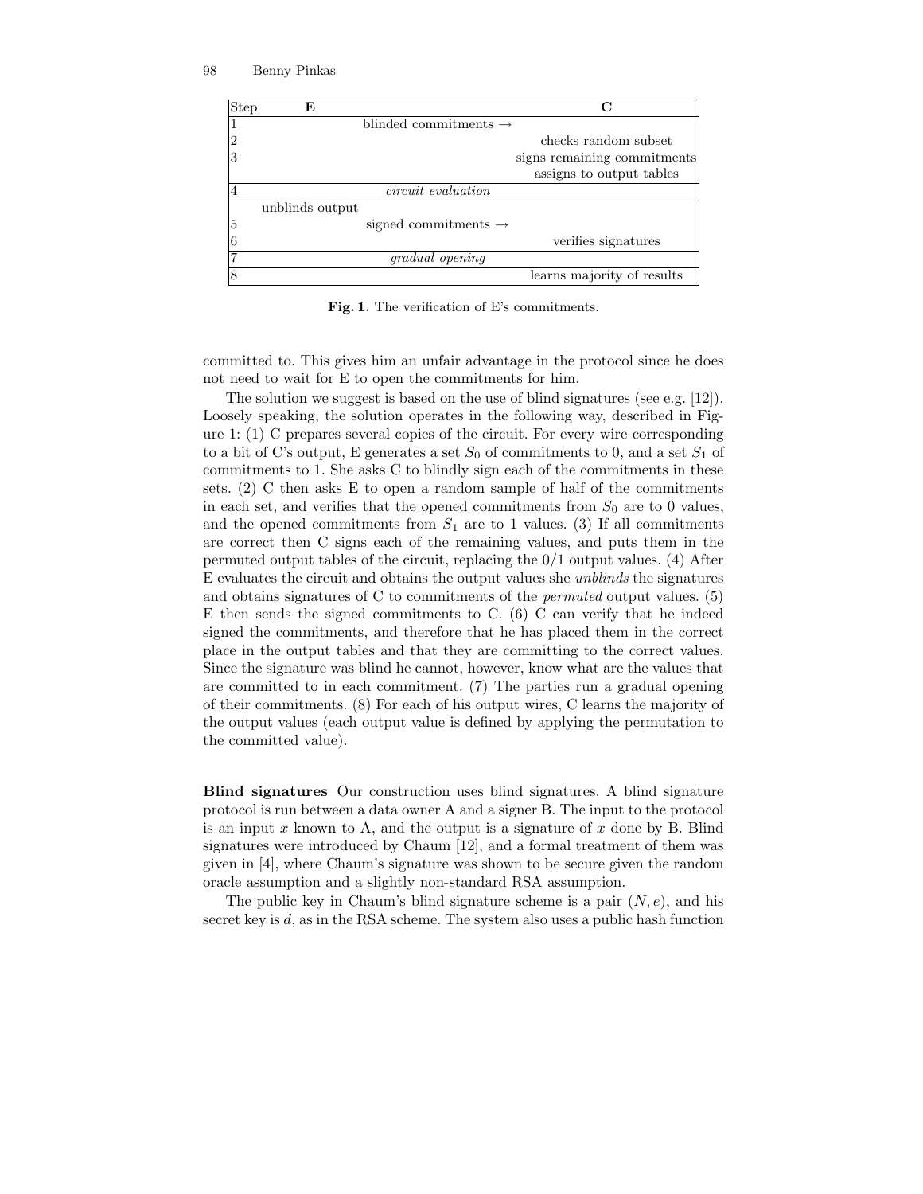| Step | E | | C |
|---|---|---|---|
| 1 | | blinded commitments → | |
| 2 | | | checks random subset |
| 3 | | | signs remaining commitments<br>assigns to output tables |
| 4 | | *circuit evaluation* | |
| | unblinds output | | |
| 5 | | signed commitments → | |
| 6 | | | verifies signatures |
| 7 | | *gradual opening* | |
| 8 | | | learns majority of results |

**Fig. 1.** The verification of E's commitments.

committed to. This gives him an unfair advantage in the protocol since he does not need to wait for E to open the commitments for him.

The solution we suggest is based on the use of blind signatures (see e.g. [12]). Loosely speaking, the solution operates in the following way, described in Figure 1: (1) C prepares several copies of the circuit. For every wire corresponding to a bit of C's output, E generates a set $S_0$ of commitments to 0, and a set $S_1$ of commitments to 1. She asks C to blindly sign each of the commitments in these sets. (2) C then asks E to open a random sample of half of the commitments in each set, and verifies that the opened commitments from $S_0$ are to 0 values, and the opened commitments from $S_1$ are to 1 values. (3) If all commitments are correct then C signs each of the remaining values, and puts them in the permuted output tables of the circuit, replacing the 0/1 output values. (4) After E evaluates the circuit and obtains the output values she *unblinds* the signatures and obtains signatures of C to commitments of the *permuted* output values. (5) E then sends the signed commitments to C. (6) C can verify that he indeed signed the commitments, and therefore that he has placed them in the correct place in the output tables and that they are committing to the correct values. Since the signature was blind he cannot, however, know what are the values that are committed to in each commitment. (7) The parties run a gradual opening of their commitments. (8) For each of his output wires, C learns the majority of the output values (each output value is defined by applying the permutation to the committed value).

**Blind signatures** Our construction uses blind signatures. A blind signature protocol is run between a data owner A and a signer B. The input to the protocol is an input $x$ known to A, and the output is a signature of $x$ done by B. Blind signatures were introduced by Chaum [12], and a formal treatment of them was given in [4], where Chaum's signature was shown to be secure given the random oracle assumption and a slightly non-standard RSA assumption.

The public key in Chaum's blind signature scheme is a pair $(N, e)$, and his secret key is $d$, as in the RSA scheme. The system also uses a public hash function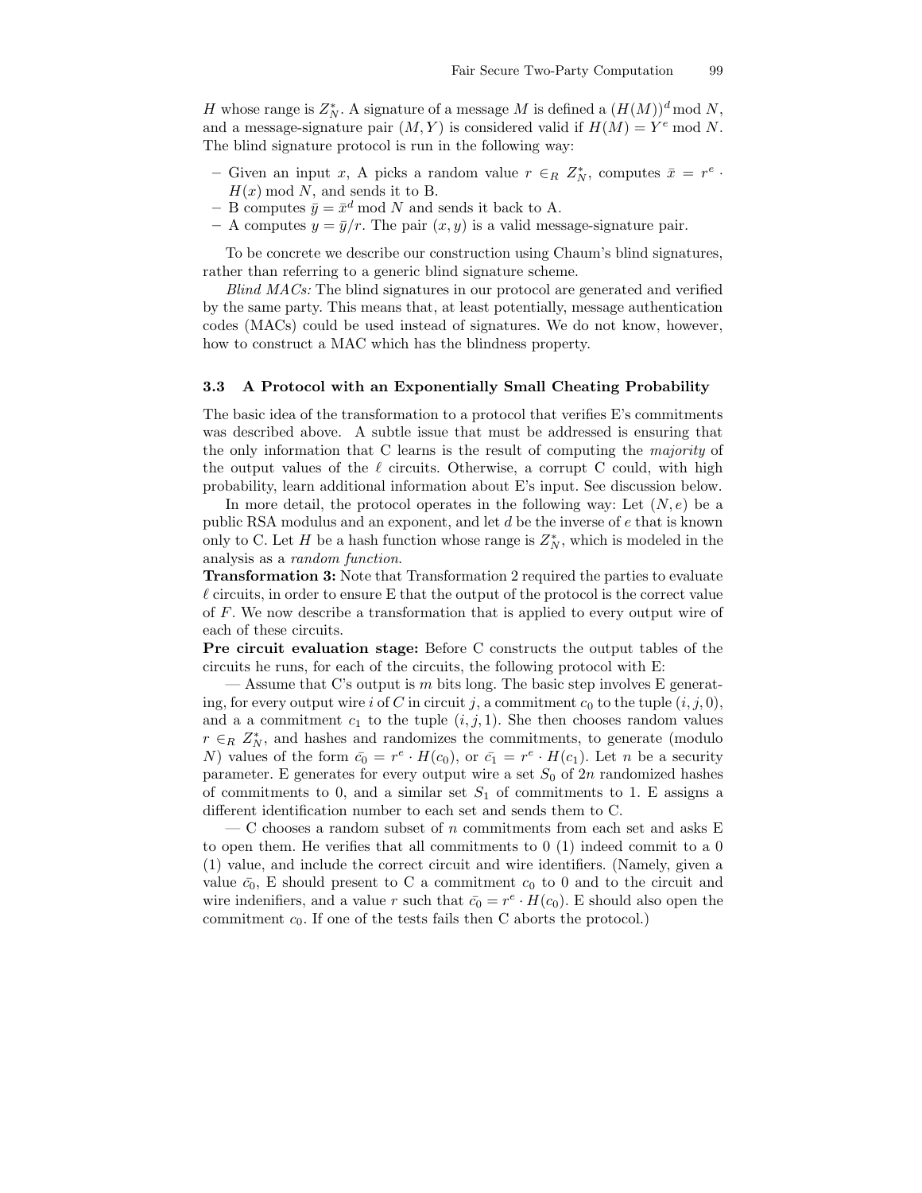$H$ whose range is $Z_N^*$. A signature of a message $M$ is defined a $(H(M))^d \bmod N$, and a message-signature pair $(M, Y)$ is considered valid if $H(M) = Y^e \bmod N$. The blind signature protocol is run in the following way:

- Given an input $x$, A picks a random value $r \in_R Z_N^*$, computes $\bar{x} = r^e \cdot H(x) \bmod N$, and sends it to B.
- B computes $\bar{y} = \bar{x}^d \bmod N$ and sends it back to A.
- A computes $y = \bar{y}/r$. The pair $(x, y)$ is a valid message-signature pair.

To be concrete we describe our construction using Chaum's blind signatures, rather than referring to a generic blind signature scheme.

*Blind MACs:* The blind signatures in our protocol are generated and verified by the same party. This means that, at least potentially, message authentication codes (MACs) could be used instead of signatures. We do not know, however, how to construct a MAC which has the blindness property.

### 3.3 A Protocol with an Exponentially Small Cheating Probability

The basic idea of the transformation to a protocol that verifies E's commitments was described above. A subtle issue that must be addressed is ensuring that the only information that C learns is the result of computing the *majority* of the output values of the $\ell$ circuits. Otherwise, a corrupt C could, with high probability, learn additional information about E's input. See discussion below.

In more detail, the protocol operates in the following way: Let $(N, e)$ be a public RSA modulus and an exponent, and let $d$ be the inverse of $e$ that is known only to C. Let $H$ be a hash function whose range is $Z_N^*$, which is modeled in the analysis as a *random function*.

**Transformation 3:** Note that Transformation 2 required the parties to evaluate $\ell$ circuits, in order to ensure E that the output of the protocol is the correct value of $F$. We now describe a transformation that is applied to every output wire of each of these circuits.

**Pre circuit evaluation stage:** Before C constructs the output tables of the circuits he runs, for each of the circuits, the following protocol with E:

— Assume that C's output is $m$ bits long. The basic step involves E generating, for every output wire $i$ of $C$ in circuit $j$, a commitment $c_0$ to the tuple $(i, j, 0)$, and a a commitment $c_1$ to the tuple $(i, j, 1)$. She then chooses random values $r \in_R Z_N^*$, and hashes and randomizes the commitments, to generate (modulo $N$) values of the form $\bar{c_0} = r^e \cdot H(c_0)$, or $\bar{c_1} = r^e \cdot H(c_1)$. Let $n$ be a security parameter. E generates for every output wire a set $S_0$ of $2n$ randomized hashes of commitments to 0, and a similar set $S_1$ of commitments to 1. E assigns a different identification number to each set and sends them to C.

— C chooses a random subset of $n$ commitments from each set and asks E to open them. He verifies that all commitments to 0 (1) indeed commit to a 0 (1) value, and include the correct circuit and wire identifiers. (Namely, given a value $\bar{c_0}$, E should present to C a commitment $c_0$ to 0 and to the circuit and wire indenifiers, and a value $r$ such that $\bar{c_0} = r^e \cdot H(c_0)$. E should also open the commitment $c_0$. If one of the tests fails then C aborts the protocol.)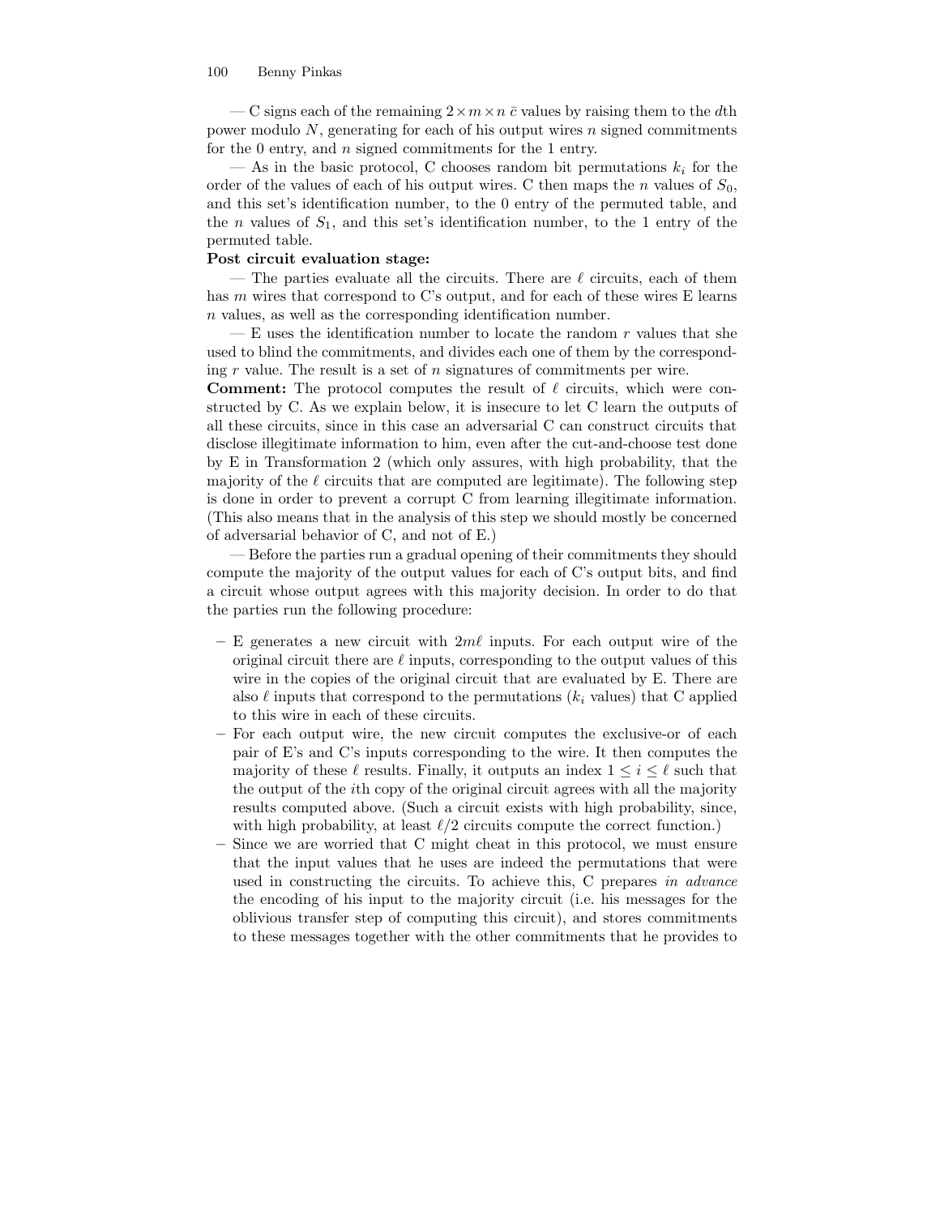— C signs each of the remaining $2 \times m \times n$ $\bar{c}$ values by raising them to the $d$th power modulo $N$, generating for each of his output wires $n$ signed commitments for the 0 entry, and $n$ signed commitments for the 1 entry.

— As in the basic protocol, C chooses random bit permutations $k_i$ for the order of the values of each of his output wires. C then maps the $n$ values of $S_0$, and this set's identification number, to the 0 entry of the permuted table, and the $n$ values of $S_1$, and this set's identification number, to the 1 entry of the permuted table.

**Post circuit evaluation stage:**

— The parties evaluate all the circuits. There are $\ell$ circuits, each of them has $m$ wires that correspond to C's output, and for each of these wires E learns $n$ values, as well as the corresponding identification number.

— E uses the identification number to locate the random $r$ values that she used to blind the commitments, and divides each one of them by the corresponding $r$ value. The result is a set of $n$ signatures of commitments per wire.

**Comment:** The protocol computes the result of $\ell$ circuits, which were constructed by C. As we explain below, it is insecure to let C learn the outputs of all these circuits, since in this case an adversarial C can construct circuits that disclose illegitimate information to him, even after the cut-and-choose test done by E in Transformation 2 (which only assures, with high probability, that the majority of the $\ell$ circuits that are computed are legitimate). The following step is done in order to prevent a corrupt C from learning illegitimate information. (This also means that in the analysis of this step we should mostly be concerned of adversarial behavior of C, and not of E.)

— Before the parties run a gradual opening of their commitments they should compute the majority of the output values for each of C's output bits, and find a circuit whose output agrees with this majority decision. In order to do that the parties run the following procedure:

- E generates a new circuit with $2m\ell$ inputs. For each output wire of the original circuit there are $\ell$ inputs, corresponding to the output values of this wire in the copies of the original circuit that are evaluated by E. There are also $\ell$ inputs that correspond to the permutations ($k_i$ values) that C applied to this wire in each of these circuits.
- For each output wire, the new circuit computes the exclusive-or of each pair of E's and C's inputs corresponding to the wire. It then computes the majority of these $\ell$ results. Finally, it outputs an index $1 \leq i \leq \ell$ such that the output of the $i$th copy of the original circuit agrees with all the majority results computed above. (Such a circuit exists with high probability, since, with high probability, at least $\ell/2$ circuits compute the correct function.)
- Since we are worried that C might cheat in this protocol, we must ensure that the input values that he uses are indeed the permutations that were used in constructing the circuits. To achieve this, C prepares *in advance* the encoding of his input to the majority circuit (i.e. his messages for the oblivious transfer step of computing this circuit), and stores commitments to these messages together with the other commitments that he provides to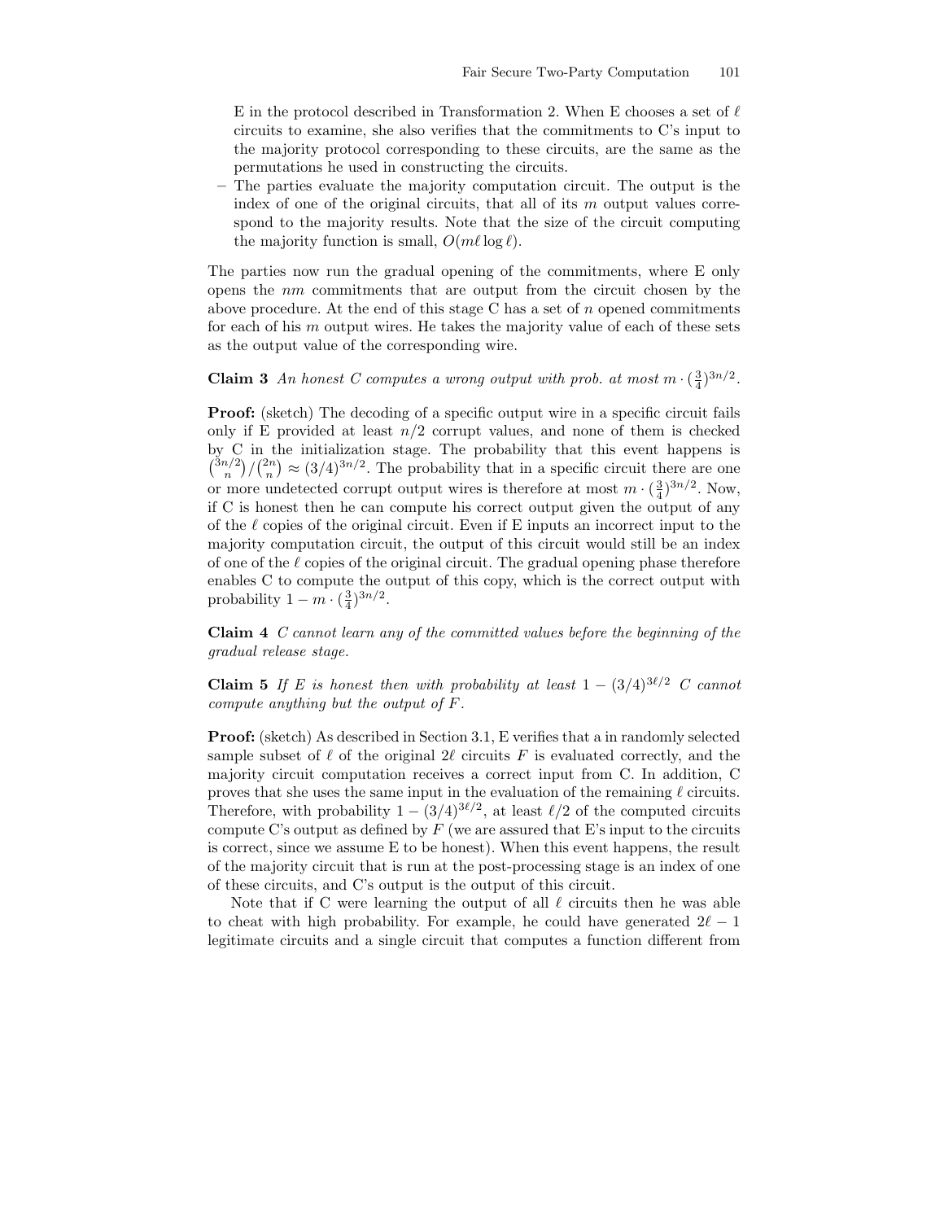E in the protocol described in Transformation 2. When E chooses a set of $\ell$ circuits to examine, she also verifies that the commitments to C's input to the majority protocol corresponding to these circuits, are the same as the permutations he used in constructing the circuits.

- The parties evaluate the majority computation circuit. The output is the index of one of the original circuits, that all of its $m$ output values correspond to the majority results. Note that the size of the circuit computing the majority function is small, $O(m\ell \log \ell)$.

The parties now run the gradual opening of the commitments, where E only opens the $nm$ commitments that are output from the circuit chosen by the above procedure. At the end of this stage C has a set of $n$ opened commitments for each of his $m$ output wires. He takes the majority value of each of these sets as the output value of the corresponding wire.

**Claim 3** *An honest C computes a wrong output with prob. at most $m \cdot (\frac{3}{4})^{3n/2}$.*

**Proof:** (sketch) The decoding of a specific output wire in a specific circuit fails only if E provided at least $n/2$ corrupt values, and none of them is checked by C in the initialization stage. The probability that this event happens is $\binom{3n/2}{n}/\binom{2n}{n} \approx (3/4)^{3n/2}$. The probability that in a specific circuit there are one or more undetected corrupt output wires is therefore at most $m \cdot (\frac{3}{4})^{3n/2}$. Now, if C is honest then he can compute his correct output given the output of any of the $\ell$ copies of the original circuit. Even if E inputs an incorrect input to the majority computation circuit, the output of this circuit would still be an index of one of the $\ell$ copies of the original circuit. The gradual opening phase therefore enables C to compute the output of this copy, which is the correct output with probability $1 - m \cdot (\frac{3}{4})^{3n/2}$.

**Claim 4** *C cannot learn any of the committed values before the beginning of the gradual release stage.*

**Claim 5** *If E is honest then with probability at least $1 - (3/4)^{3\ell/2}$ C cannot compute anything but the output of $F$.*

**Proof:** (sketch) As described in Section 3.1, E verifies that a in randomly selected sample subset of $\ell$ of the original $2\ell$ circuits $F$ is evaluated correctly, and the majority circuit computation receives a correct input from C. In addition, C proves that she uses the same input in the evaluation of the remaining $\ell$ circuits. Therefore, with probability $1 - (3/4)^{3\ell/2}$, at least $\ell/2$ of the computed circuits compute C's output as defined by $F$ (we are assured that E's input to the circuits is correct, since we assume E to be honest). When this event happens, the result of the majority circuit that is run at the post-processing stage is an index of one of these circuits, and C's output is the output of this circuit.

Note that if C were learning the output of all $\ell$ circuits then he was able to cheat with high probability. For example, he could have generated $2\ell - 1$ legitimate circuits and a single circuit that computes a function different from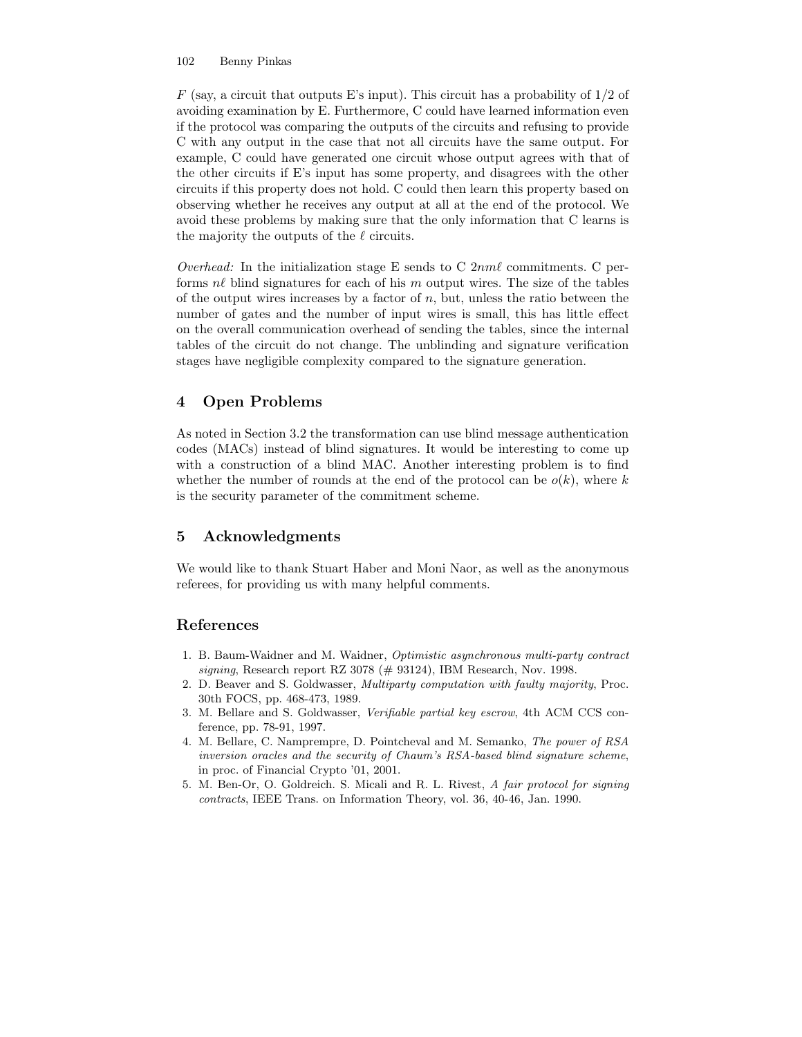$F$ (say, a circuit that outputs E's input). This circuit has a probability of $1/2$ of avoiding examination by E. Furthermore, C could have learned information even if the protocol was comparing the outputs of the circuits and refusing to provide C with any output in the case that not all circuits have the same output. For example, C could have generated one circuit whose output agrees with that of the other circuits if E's input has some property, and disagrees with the other circuits if this property does not hold. C could then learn this property based on observing whether he receives any output at all at the end of the protocol. We avoid these problems by making sure that the only information that C learns is the majority the outputs of the $\ell$ circuits.

*Overhead:* In the initialization stage E sends to C $2nm\ell$ commitments. C performs $n\ell$ blind signatures for each of his $m$ output wires. The size of the tables of the output wires increases by a factor of $n$, but, unless the ratio between the number of gates and the number of input wires is small, this has little effect on the overall communication overhead of sending the tables, since the internal tables of the circuit do not change. The unblinding and signature verification stages have negligible complexity compared to the signature generation.

## 4 Open Problems

As noted in Section 3.2 the transformation can use blind message authentication codes (MACs) instead of blind signatures. It would be interesting to come up with a construction of a blind MAC. Another interesting problem is to find whether the number of rounds at the end of the protocol can be $o(k)$, where $k$ is the security parameter of the commitment scheme.

## 5 Acknowledgments

We would like to thank Stuart Haber and Moni Naor, as well as the anonymous referees, for providing us with many helpful comments.

## References

1. B. Baum-Waidner and M. Waidner, *Optimistic asynchronous multi-party contract signing*, Research report RZ 3078 (# 93124), IBM Research, Nov. 1998.
2. D. Beaver and S. Goldwasser, *Multiparty computation with faulty majority*, Proc. 30th FOCS, pp. 468-473, 1989.
3. M. Bellare and S. Goldwasser, *Verifiable partial key escrow*, 4th ACM CCS conference, pp. 78-91, 1997.
4. M. Bellare, C. Namprempre, D. Pointcheval and M. Semanko, *The power of RSA inversion oracles and the security of Chaum's RSA-based blind signature scheme*, in proc. of Financial Crypto '01, 2001.
5. M. Ben-Or, O. Goldreich. S. Micali and R. L. Rivest, *A fair protocol for signing contracts*, IEEE Trans. on Information Theory, vol. 36, 40-46, Jan. 1990.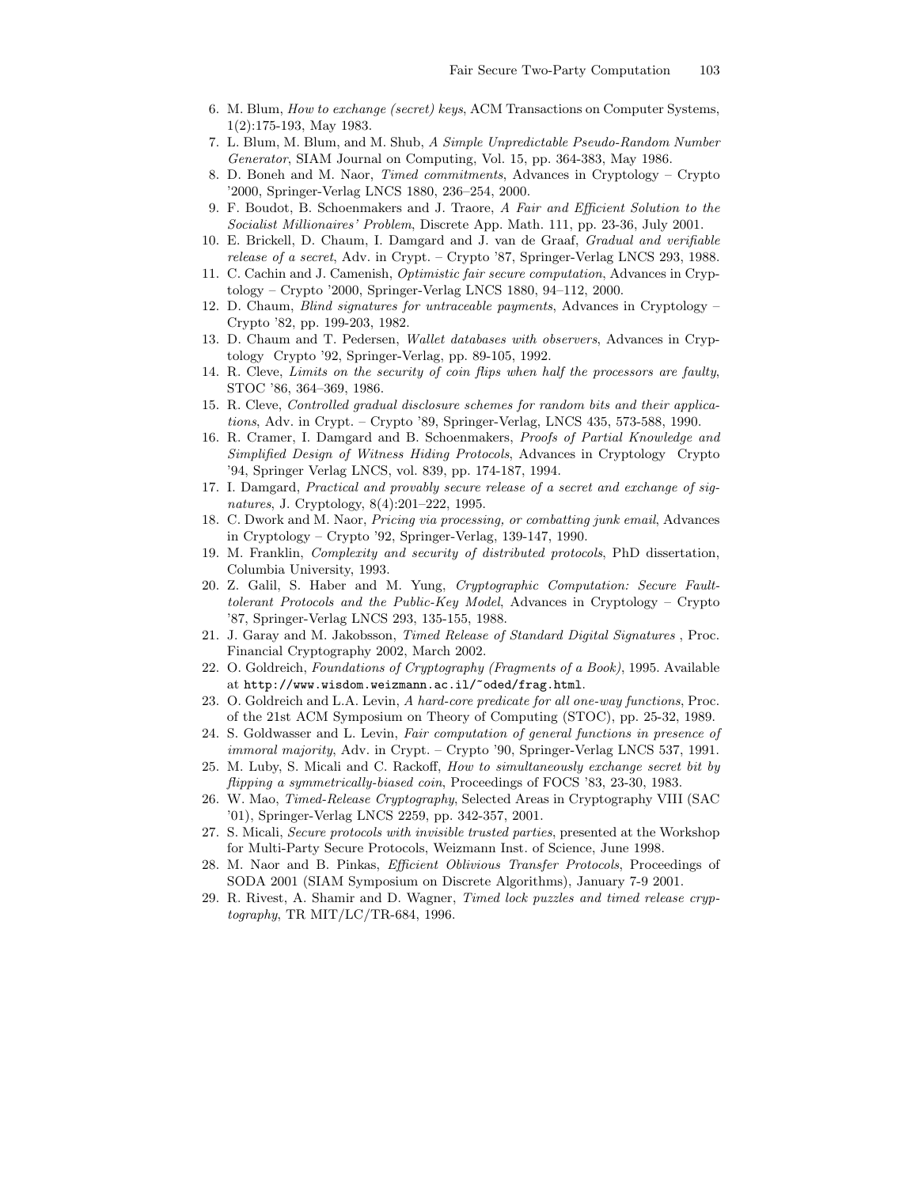6. M. Blum, *How to exchange (secret) keys*, ACM Transactions on Computer Systems, 1(2):175-193, May 1983.
7. L. Blum, M. Blum, and M. Shub, *A Simple Unpredictable Pseudo-Random Number Generator*, SIAM Journal on Computing, Vol. 15, pp. 364-383, May 1986.
8. D. Boneh and M. Naor, *Timed commitments*, Advances in Cryptology – Crypto '2000, Springer-Verlag LNCS 1880, 236–254, 2000.
9. F. Boudot, B. Schoenmakers and J. Traore, *A Fair and Efficient Solution to the Socialist Millionaires' Problem*, Discrete App. Math. 111, pp. 23-36, July 2001.
10. E. Brickell, D. Chaum, I. Damgard and J. van de Graaf, *Gradual and verifiable release of a secret*, Adv. in Crypt. – Crypto '87, Springer-Verlag LNCS 293, 1988.
11. C. Cachin and J. Camenish, *Optimistic fair secure computation*, Advances in Cryptology – Crypto '2000, Springer-Verlag LNCS 1880, 94–112, 2000.
12. D. Chaum, *Blind signatures for untraceable payments*, Advances in Cryptology – Crypto '82, pp. 199-203, 1982.
13. D. Chaum and T. Pedersen, *Wallet databases with observers*, Advances in Cryptology Crypto '92, Springer-Verlag, pp. 89-105, 1992.
14. R. Cleve, *Limits on the security of coin flips when half the processors are faulty*, STOC '86, 364–369, 1986.
15. R. Cleve, *Controlled gradual disclosure schemes for random bits and their applications*, Adv. in Crypt. – Crypto '89, Springer-Verlag, LNCS 435, 573-588, 1990.
16. R. Cramer, I. Damgard and B. Schoenmakers, *Proofs of Partial Knowledge and Simplified Design of Witness Hiding Protocols*, Advances in Cryptology Crypto '94, Springer Verlag LNCS, vol. 839, pp. 174-187, 1994.
17. I. Damgard, *Practical and provably secure release of a secret and exchange of signatures*, J. Cryptology, 8(4):201–222, 1995.
18. C. Dwork and M. Naor, *Pricing via processing, or combatting junk email*, Advances in Cryptology – Crypto '92, Springer-Verlag, 139-147, 1990.
19. M. Franklin, *Complexity and security of distributed protocols*, PhD dissertation, Columbia University, 1993.
20. Z. Galil, S. Haber and M. Yung, *Cryptographic Computation: Secure Fault-tolerant Protocols and the Public-Key Model*, Advances in Cryptology – Crypto '87, Springer-Verlag LNCS 293, 135-155, 1988.
21. J. Garay and M. Jakobsson, *Timed Release of Standard Digital Signatures* , Proc. Financial Cryptography 2002, March 2002.
22. O. Goldreich, *Foundations of Cryptography (Fragments of a Book)*, 1995. Available at `http://www.wisdom.weizmann.ac.il/~oded/frag.html`.
23. O. Goldreich and L.A. Levin, *A hard-core predicate for all one-way functions*, Proc. of the 21st ACM Symposium on Theory of Computing (STOC), pp. 25-32, 1989.
24. S. Goldwasser and L. Levin, *Fair computation of general functions in presence of immoral majority*, Adv. in Crypt. – Crypto '90, Springer-Verlag LNCS 537, 1991.
25. M. Luby, S. Micali and C. Rackoff, *How to simultaneously exchange secret bit by flipping a symmetrically-biased coin*, Proceedings of FOCS '83, 23-30, 1983.
26. W. Mao, *Timed-Release Cryptography*, Selected Areas in Cryptography VIII (SAC '01), Springer-Verlag LNCS 2259, pp. 342-357, 2001.
27. S. Micali, *Secure protocols with invisible trusted parties*, presented at the Workshop for Multi-Party Secure Protocols, Weizmann Inst. of Science, June 1998.
28. M. Naor and B. Pinkas, *Efficient Oblivious Transfer Protocols*, Proceedings of SODA 2001 (SIAM Symposium on Discrete Algorithms), January 7-9 2001.
29. R. Rivest, A. Shamir and D. Wagner, *Timed lock puzzles and timed release cryptography*, TR MIT/LC/TR-684, 1996.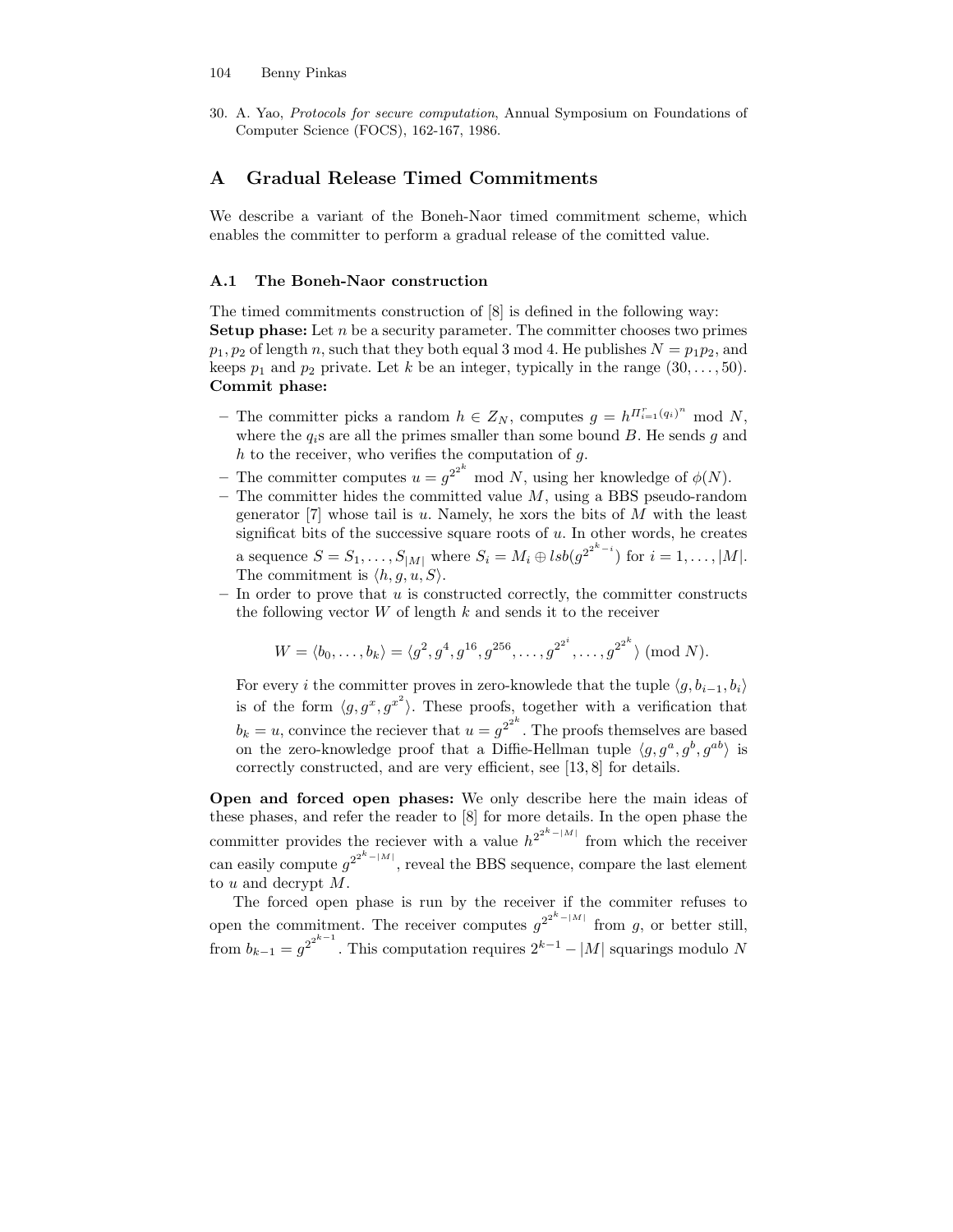30. A. Yao, *Protocols for secure computation*, Annual Symposium on Foundations of Computer Science (FOCS), 162-167, 1986.

## A Gradual Release Timed Commitments

We describe a variant of the Boneh-Naor timed commitment scheme, which enables the committer to perform a gradual release of the comitted value.

### A.1 The Boneh-Naor construction

The timed commitments construction of [8] is defined in the following way:
**Setup phase:** Let $n$ be a security parameter. The committer chooses two primes $p_1, p_2$ of length $n$, such that they both equal 3 mod 4. He publishes $N = p_1 p_2$, and keeps $p_1$ and $p_2$ private. Let $k$ be an integer, typically in the range $(30, \ldots, 50)$.
**Commit phase:**

- The committer picks a random $h \in Z_N$, computes $g = h^{\Pi_{i=1}^{r}(q_i)^n} \bmod N$, where the $q_i$s are all the primes smaller than some bound $B$. He sends $g$ and $h$ to the receiver, who verifies the computation of $g$.
- The committer computes $u = g^{2^{2^k}} \bmod N$, using her knowledge of $\phi(N)$.
- The committer hides the committed value $M$, using a BBS pseudo-random generator [7] whose tail is $u$. Namely, he xors the bits of $M$ with the least significat bits of the successive square roots of $u$. In other words, he creates a sequence $S = S_1, \ldots, S_{|M|}$ where $S_i = M_i \oplus lsb(g^{2^{2^k - i}})$ for $i = 1, \ldots, |M|$. The commitment is $\langle h, g, u, S \rangle$.
- In order to prove that $u$ is constructed correctly, the committer constructs the following vector $W$ of length $k$ and sends it to the receiver

$$W = \langle b_0, \ldots, b_k \rangle = \langle g^2, g^4, g^{16}, g^{256}, \ldots, g^{2^{2^i}}, \ldots, g^{2^{2^k}} \rangle \pmod N.$$

For every $i$ the committer proves in zero-knowlede that the tuple $\langle g, b_{i-1}, b_i \rangle$ is of the form $\langle g, g^x, g^{x^2} \rangle$. These proofs, together with a verification that $b_k = u$, convince the reciever that $u = g^{2^{2^k}}$. The proofs themselves are based on the zero-knowledge proof that a Diffie-Hellman tuple $\langle g, g^a, g^b, g^{ab} \rangle$ is correctly constructed, and are very efficient, see [13, 8] for details.

**Open and forced open phases:** We only describe here the main ideas of these phases, and refer the reader to [8] for more details. In the open phase the committer provides the reciever with a value $h^{2^{2^k - |M|}}$ from which the receiver can easily compute $g^{2^{2^k - |M|}}$, reveal the BBS sequence, compare the last element to $u$ and decrypt $M$.

The forced open phase is run by the receiver if the commiter refuses to open the commitment. The receiver computes $g^{2^{2^k - |M|}}$ from $g$, or better still, from $b_{k-1} = g^{2^{2^{k-1}}}$. This computation requires $2^{k-1} - |M|$ squarings modulo $N$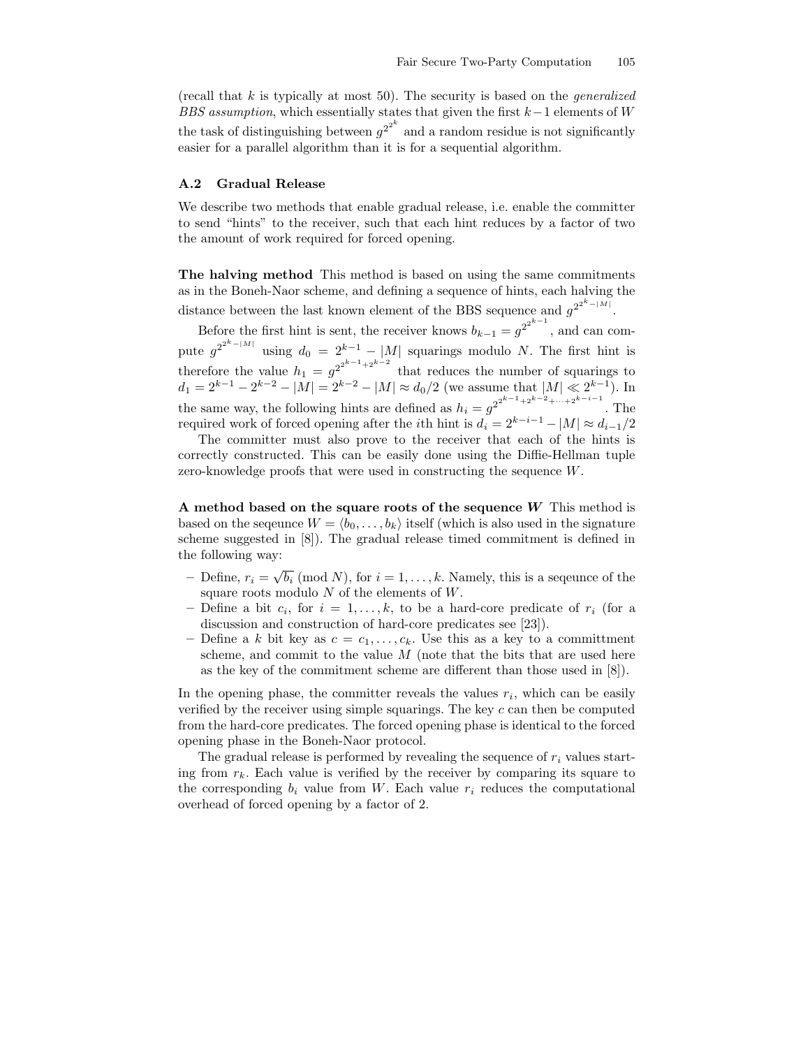(recall that $k$ is typically at most 50). The security is based on the *generalized BBS assumption*, which essentially states that given the first $k-1$ elements of $W$ the task of distinguishing between $g^{2^{2^k}}$ and a random residue is not significantly easier for a parallel algorithm than it is for a sequential algorithm.

### A.2 Gradual Release

We describe two methods that enable gradual release, i.e. enable the committer to send "hints" to the receiver, such that each hint reduces by a factor of two the amount of work required for forced opening.

**The halving method** This method is based on using the same commitments as in the Boneh-Naor scheme, and defining a sequence of hints, each halving the distance between the last known element of the BBS sequence and $g^{2^{2^k-|M|}}$.

Before the first hint is sent, the receiver knows $b_{k-1} = g^{2^{2^{k-1}}}$, and can compute $g^{2^{2^k-|M|}}$ using $d_0 = 2^{k-1} - |M|$ squarings modulo $N$. The first hint is therefore the value $h_1 = g^{2^{2^{k-1}+2^{k-2}}}$ that reduces the number of squarings to $d_1 = 2^{k-1} - 2^{k-2} - |M| = 2^{k-2} - |M| \approx d_0/2$ (we assume that $|M| \ll 2^{k-1}$). In the same way, the following hints are defined as $h_i = g^{2^{2^{k-1}+2^{k-2}+\ldots+2^{k-i-1}}}$. The required work of forced opening after the $i$th hint is $d_i = 2^{k-i-1} - |M| \approx d_{i-1}/2$

The committer must also prove to the receiver that each of the hints is correctly constructed. This can be easily done using the Diffie-Hellman tuple zero-knowledge proofs that were used in constructing the sequence $W$.

***A method based on the square roots of the sequence W*** This method is based on the seqeunce $W = \langle b_0, \ldots, b_k \rangle$ itself (which is also used in the signature scheme suggested in [8]). The gradual release timed commitment is defined in the following way:

- Define, $r_i = \sqrt{b_i} \pmod N$, for $i = 1, \ldots, k$. Namely, this is a seqeunce of the square roots modulo $N$ of the elements of $W$.
- Define a bit $c_i$, for $i = 1, \ldots, k$, to be a hard-core predicate of $r_i$ (for a discussion and construction of hard-core predicates see [23]).
- Define a $k$ bit key as $c = c_1, \ldots, c_k$. Use this as a key to a committment scheme, and commit to the value $M$ (note that the bits that are used here as the key of the commitment scheme are different than those used in [8]).

In the opening phase, the committer reveals the values $r_i$, which can be easily verified by the receiver using simple squarings. The key $c$ can then be computed from the hard-core predicates. The forced opening phase is identical to the forced opening phase in the Boneh-Naor protocol.

The gradual release is performed by revealing the sequence of $r_i$ values starting from $r_k$. Each value is verified by the receiver by comparing its square to the corresponding $b_i$ value from $W$. Each value $r_i$ reduces the computational overhead of forced opening by a factor of 2.